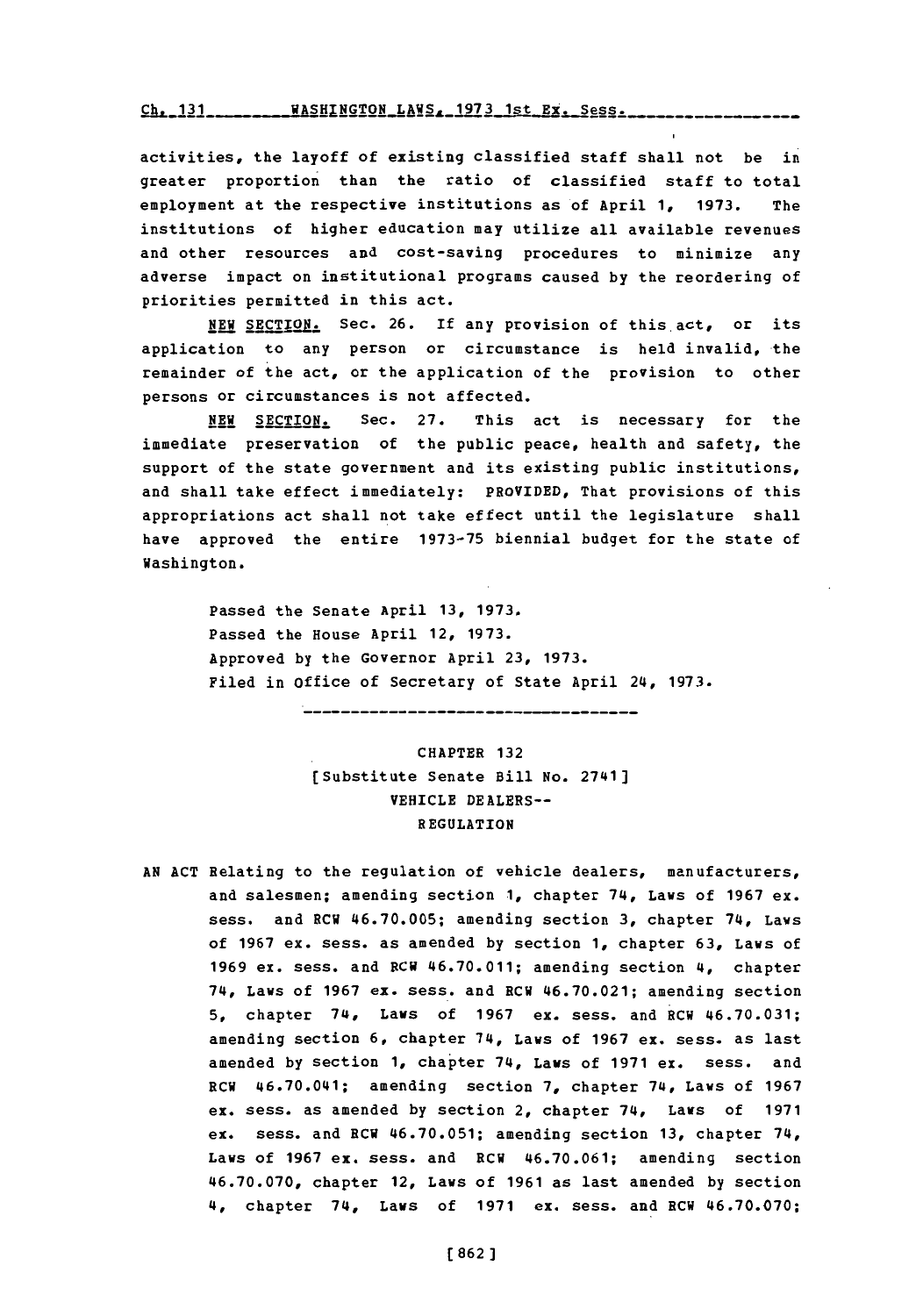activities, the layoff of existing classified staff shall not be in greater proportion than the ratio of classified staff to total employment at the respective institutions as of April 1, 1973. The institutions of higher education may utilize all available revenues and other resources and cost-saving procedures to minimize any adverse impact on institutional programs caused by the reordering of priorities permitted in this act.

NEW SECTION. Sec. 26. If any provision of this act, or its application to any person or circumstance is held invalid, the remainder of the act, or the application of the provision to other persons or circumstances is not affected.

NEW SECTION. Sec. 27. This act is necessary for the immediate preservation of the public peace, health and safety, the support of the state government and its existing public institutions, and shall take effect immediately: PROVIDED, That provisions of this appropriations act shall not take effect until the legislature shall have approved the entire 1973-75 biennial budget for the state of Washington.

Passed the Senate April 13, 1973.
Passed the House April 12, 1973.
Approved by the Governor April 23, 1973.
Filed in Office of Secretary of State April 24, 1973.

---

# CHAPTER 132
## [Substitute Senate Bill No. 2741]
## VEHICLE DEALERS--
## REGULATION

AN ACT Relating to the regulation of vehicle dealers, manufacturers, and salesmen; amending section 1, chapter 74, Laws of 1967 ex. sess. and RCW 46.70.005; amending section 3, chapter 74, Laws of 1967 ex. sess. as amended by section 1, chapter 63, Laws of 1969 ex. sess. and RCW 46.70.011; amending section 4, chapter 74, Laws of 1967 ex. sess. and RCW 46.70.021; amending section 5, chapter 74, Laws of 1967 ex. sess. and RCW 46.70.031; amending section 6, chapter 74, Laws of 1967 ex. sess. as last amended by section 1, chapter 74, Laws of 1971 ex. sess. and RCW 46.70.041; amending section 7, chapter 74, Laws of 1967 ex. sess. as amended by section 2, chapter 74, Laws of 1971 ex. sess. and RCW 46.70.051; amending section 13, chapter 74, Laws of 1967 ex. sess. and RCW 46.70.061; amending section 46.70.070, chapter 12, Laws of 1961 as last amended by section 4, chapter 74, Laws of 1971 ex. sess. and RCW 46.70.070;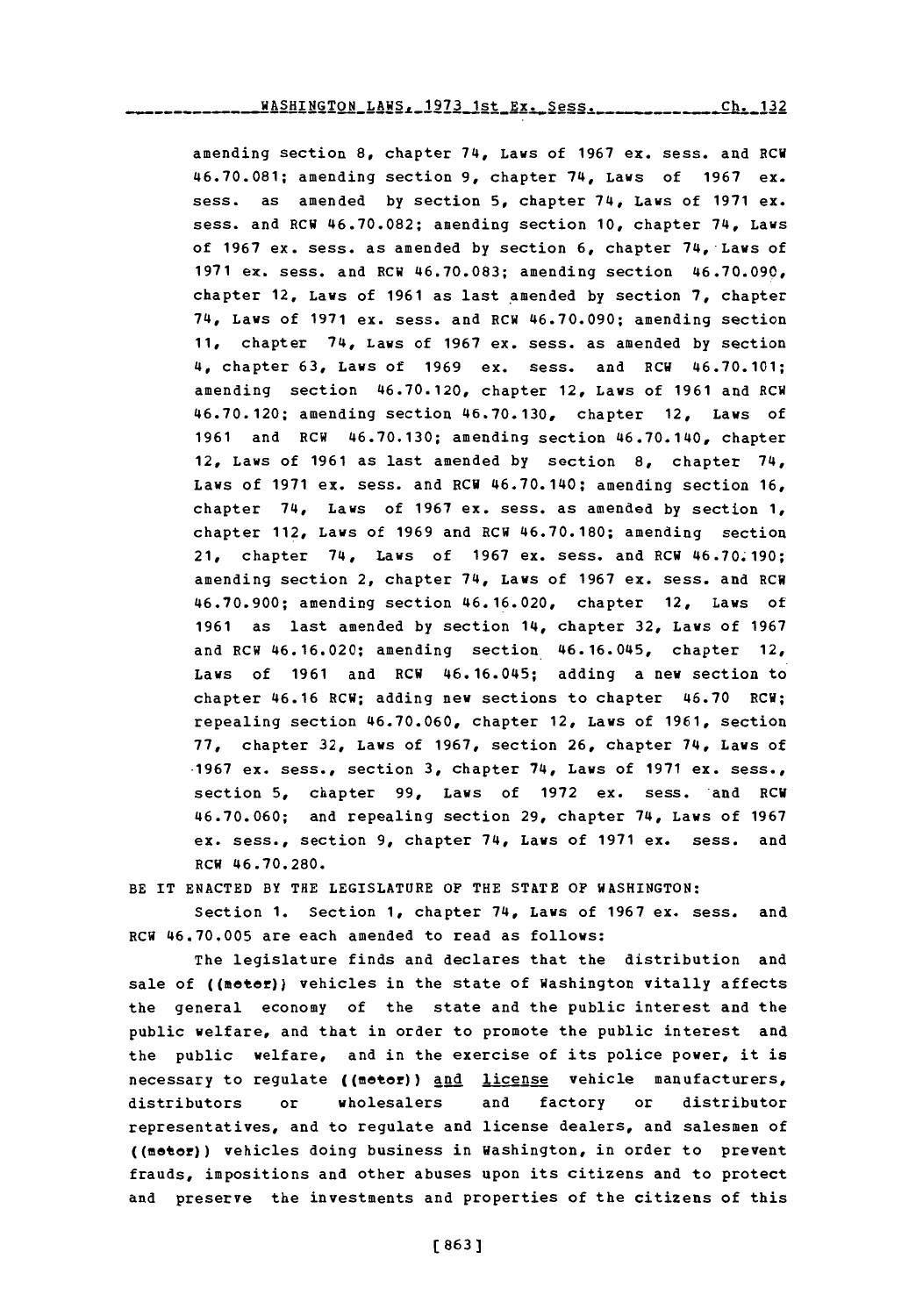amending section 8, chapter 74, Laws of 1967 ex. sess. and RCW 46.70.081; amending section 9, chapter 74, Laws of 1967 ex. sess. as amended by section 5, chapter 74, Laws of 1971 ex. sess. and RCW 46.70.082; amending section 10, chapter 74, Laws of 1967 ex. sess. as amended by section 6, chapter 74, Laws of 1971 ex. sess. and RCW 46.70.083; amending section 46.70.090, chapter 12, Laws of 1961 as last amended by section 7, chapter 74, Laws of 1971 ex. sess. and RCW 46.70.090; amending section 11, chapter 74, Laws of 1967 ex. sess. as amended by section 4, chapter 63, Laws of 1969 ex. sess. and RCW 46.70.101; amending section 46.70.120, chapter 12, Laws of 1961 and RCW 46.70.120; amending section 46.70.130, chapter 12, Laws of 1961 and RCW 46.70.130; amending section 46.70.140, chapter 12, Laws of 1961 as last amended by section 8, chapter 74, Laws of 1971 ex. sess. and RCW 46.70.140; amending section 16, chapter 74, Laws of 1967 ex. sess. as amended by section 1, chapter 112, Laws of 1969 and RCW 46.70.180; amending section 21, chapter 74, Laws of 1967 ex. sess. and RCW 46.70.190; amending section 2, chapter 74, Laws of 1967 ex. sess. and RCW 46.70.900; amending section 46.16.020, chapter 12, Laws of 1961 as last amended by section 14, chapter 32, Laws of 1967 and RCW 46.16.020; amending section 46.16.045, chapter 12, Laws of 1961 and RCW 46.16.045; adding a new section to chapter 46.16 RCW; adding new sections to chapter 46.70 RCW; repealing section 46.70.060, chapter 12, Laws of 1961, section 77, chapter 32, Laws of 1967, section 26, chapter 74, Laws of 1967 ex. sess., section 3, chapter 74, Laws of 1971 ex. sess., section 5, chapter 99, Laws of 1972 ex. sess. and RCW 46.70.060; and repealing section 29, chapter 74, Laws of 1967 ex. sess., section 9, chapter 74, Laws of 1971 ex. sess. and RCW 46.70.280.

BE IT ENACTED BY THE LEGISLATURE OF THE STATE OF WASHINGTON:

Section 1. Section 1, chapter 74, Laws of 1967 ex. sess. and RCW 46.70.005 are each amended to read as follows:

The legislature finds and declares that the distribution and sale of ((motor)) vehicles in the state of Washington vitally affects the general economy of the state and the public interest and the public welfare, and that in order to promote the public interest and the public welfare, and in the exercise of its police power, it is necessary to regulate ((motor)) and license vehicle manufacturers, distributors or wholesalers and factory or distributor representatives, and to regulate and license dealers, and salesmen of ((motor)) vehicles doing business in Washington, in order to prevent frauds, impositions and other abuses upon its citizens and to protect and preserve the investments and properties of the citizens of this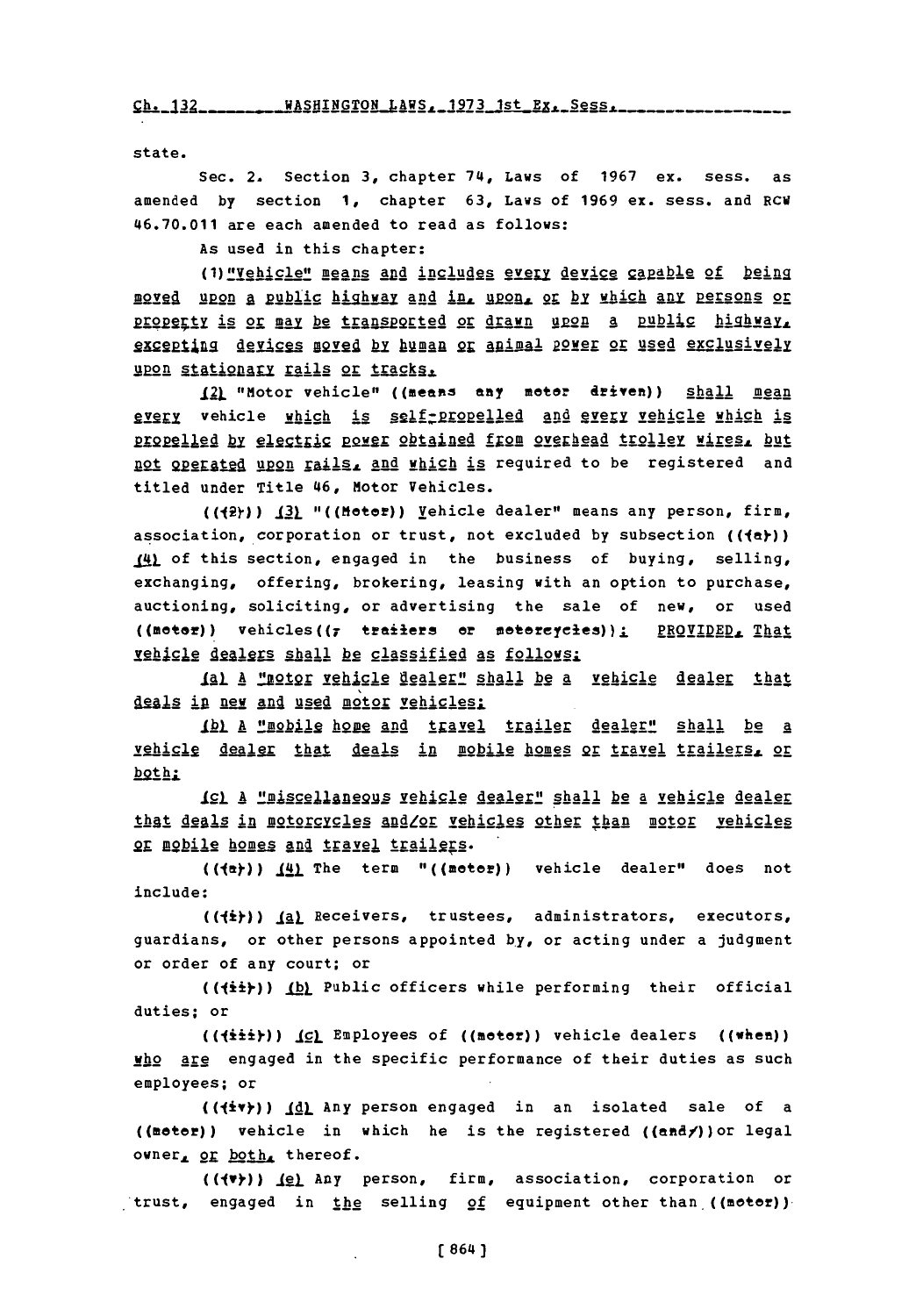state.

Sec. 2. Section 3, chapter 74, Laws of 1967 ex. sess. as amended by section 1, chapter 63, Laws of 1969 ex. sess. and RCW 46.70.011 are each amended to read as follows:

As used in this chapter:

(1) "Vehicle" means and includes every device capable of being moved upon a public highway and in, upon, or by which any persons or property is or may be transported or drawn upon a public highway, excepting devices moved by human or animal power or used exclusively upon stationary rails or tracks.

(2) "Motor vehicle" ((means any motor driven)) shall mean every vehicle which is self-propelled and every vehicle which is propelled by electric power obtained from overhead trolley wires, but not operated upon rails, and which is required to be registered and titled under Title 46, Motor Vehicles.

(((2))) (3) "((Motor)) Vehicle dealer" means any person, firm, association, corporation or trust, not excluded by subsection (((a))) (4) of this section, engaged in the business of buying, selling, exchanging, offering, brokering, leasing with an option to purchase, auctioning, soliciting, or advertising the sale of new, or used ((motor)) vehicles((, trailers or motorcycles)); PROVIDED, That vehicle dealers shall be classified as follows:

(a) A "motor vehicle dealer" shall be a vehicle dealer that deals in new and used motor vehicles;

(b) A "mobile home and travel trailer dealer" shall be a vehicle dealer that deals in mobile homes or travel trailers, or both;

(c) A "miscellaneous vehicle dealer" shall be a vehicle dealer that deals in motorcycles and/or vehicles other than motor vehicles or mobile homes and travel trailers.

(((a))) (4) The term "((motor)) vehicle dealer" does not include:

(((i))) (a) Receivers, trustees, administrators, executors, guardians, or other persons appointed by, or acting under a judgment or order of any court; or

(((ii))) (b) Public officers while performing their official duties; or

(((iii))) (c) Employees of ((motor)) vehicle dealers ((when)) who are engaged in the specific performance of their duties as such employees; or

(((iv))) (d) Any person engaged in an isolated sale of a ((motor)) vehicle in which he is the registered ((and/))or legal owner, or both, thereof.

(((v))) (e) Any person, firm, association, corporation or trust, engaged in the selling of equipment other than ((motor))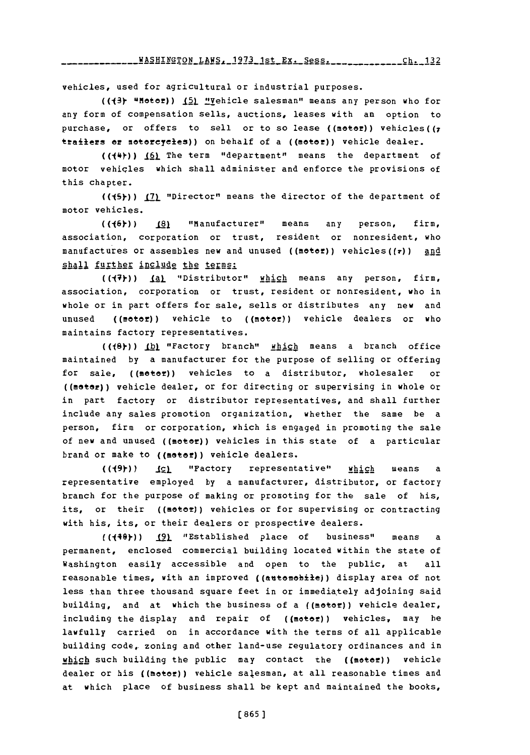vehicles, used for agricultural or industrial purposes.

((~~(3)~~ "~~Motor~~)) (5) "Vehicle salesman" means any person who for any form of compensation sells, auctions, leases with an option to purchase, or offers to sell or to so lease ((~~motor~~)) vehicles((~~, trailers or motorcycles~~)) on behalf of a ((~~motor~~)) vehicle dealer.

((~~(4)~~)) (6) The term "department" means the department of motor vehicles which shall administer and enforce the provisions of this chapter.

((~~(5)~~)) (7) "Director" means the director of the department of motor vehicles.

((~~(6)~~)) (8) "Manufacturer" means any person, firm, association, corporation or trust, resident or nonresident, who manufactures or assembles new and unused ((~~motor~~)) vehicles((~~,~~)) and shall further include the terms:

((~~(7)~~)) (a) "Distributor" which means any person, firm, association, corporation or trust, resident or nonresident, who in whole or in part offers for sale, sells or distributes any new and unused ((~~motor~~)) vehicle to ((~~motor~~)) vehicle dealers or who maintains factory representatives.

((~~(8)~~)) (b) "Factory branch" which means a branch office maintained by a manufacturer for the purpose of selling or offering for sale, ((~~motor~~)) vehicles to a distributor, wholesaler or ((~~motor~~)) vehicle dealer, or for directing or supervising in whole or in part factory or distributor representatives, and shall further include any sales promotion organization, whether the same be a person, firm or corporation, which is engaged in promoting the sale of new and unused ((~~motor~~)) vehicles in this state of a particular brand or make to ((~~motor~~)) vehicle dealers.

((~~(9)~~)) (c) "Factory representative" which means a representative employed by a manufacturer, distributor, or factory branch for the purpose of making or promoting for the sale of his, its, or their ((~~motor~~)) vehicles or for supervising or contracting with his, its, or their dealers or prospective dealers.

((~~(10)~~)) (9) "Established place of business" means a permanent, enclosed commercial building located within the state of Washington easily accessible and open to the public, at all reasonable times, with an improved ((~~automobile~~)) display area of not less than three thousand square feet in or immediately adjoining said building, and at which the business of a ((~~motor~~)) vehicle dealer, including the display and repair of ((~~motor~~)) vehicles, may be lawfully carried on in accordance with the terms of all applicable building code, zoning and other land-use regulatory ordinances and in which such building the public may contact the ((~~motor~~)) vehicle dealer or his ((~~motor~~)) vehicle salesman, at all reasonable times and at which place of business shall be kept and maintained the books,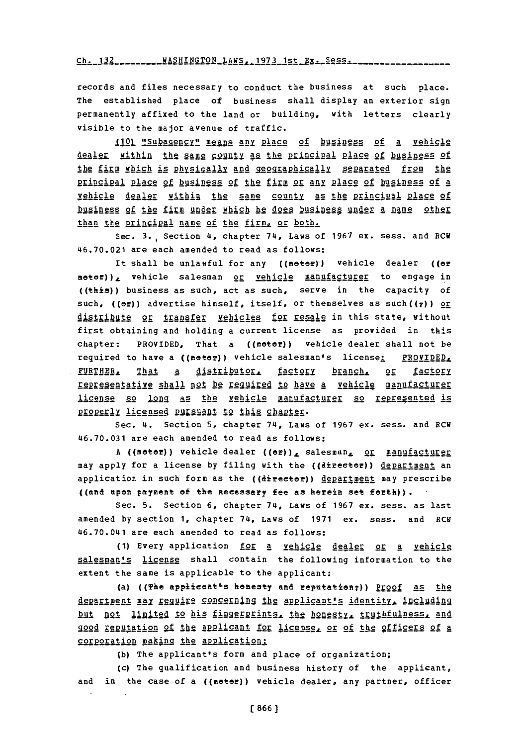records and files necessary to conduct the business at such place. The established place of business shall display an exterior sign permanently affixed to the land or building, with letters clearly visible to the major avenue of traffic.

(10) "Subagency" means any place of business of a vehicle dealer within the same county as the principal place of business of the firm which is physically and geographically separated from the principal place of business of the firm or any place of business of a vehicle dealer within the same county as the principal place of business of the firm under which he does business under a name other than the principal name of the firm, or both.

Sec. 3. Section 4, chapter 74, Laws of 1967 ex. sess. and RCW 46.70.021 are each amended to read as follows:

It shall be unlawful for any ((motor)) vehicle dealer ((or motor)), vehicle salesman or vehicle manufacturer to engage in ((this)) business as such, act as such, serve in the capacity of such, ((or)) advertise himself, itself, or themselves as such((,)) or distribute or transfer vehicles for resale in this state, without first obtaining and holding a current license as provided in this chapter: PROVIDED, That a ((motor)) vehicle dealer shall not be required to have a ((motor)) vehicle salesman's license: PROVIDED, FURTHER, That a distributor, factory branch, or factory representative shall not be required to have a vehicle manufacturer license so long as the vehicle manufacturer so represented is properly licensed pursuant to this chapter.

Sec. 4. Section 5, chapter 74, Laws of 1967 ex. sess. and RCW 46.70.031 are each amended to read as follows:

A ((motor)) vehicle dealer ((or)), salesman, or manufacturer may apply for a license by filing with the ((director)) department an application in such form as the ((director)) department may prescribe ((and upon payment of the necessary fee as herein set forth)).

Sec. 5. Section 6, chapter 74, Laws of 1967 ex. sess. as last amended by section 1, chapter 74, Laws of 1971 ex. sess. and RCW 46.70.041 are each amended to read as follows:

(1) Every application for a vehicle dealer or a vehicle salesman's license shall contain the following information to the extent the same is applicable to the applicant:

(a) ((The applicant's honesty and reputation;)) Proof as the department may require concerning the applicant's identity, including but not limited to his fingerprints, the honesty, truthfulness, and good reputation of the applicant for license, or of the officers of a corporation making the application;

(b) The applicant's form and place of organization;

(c) The qualification and business history of the applicant, and in the case of a ((motor)) vehicle dealer, any partner, officer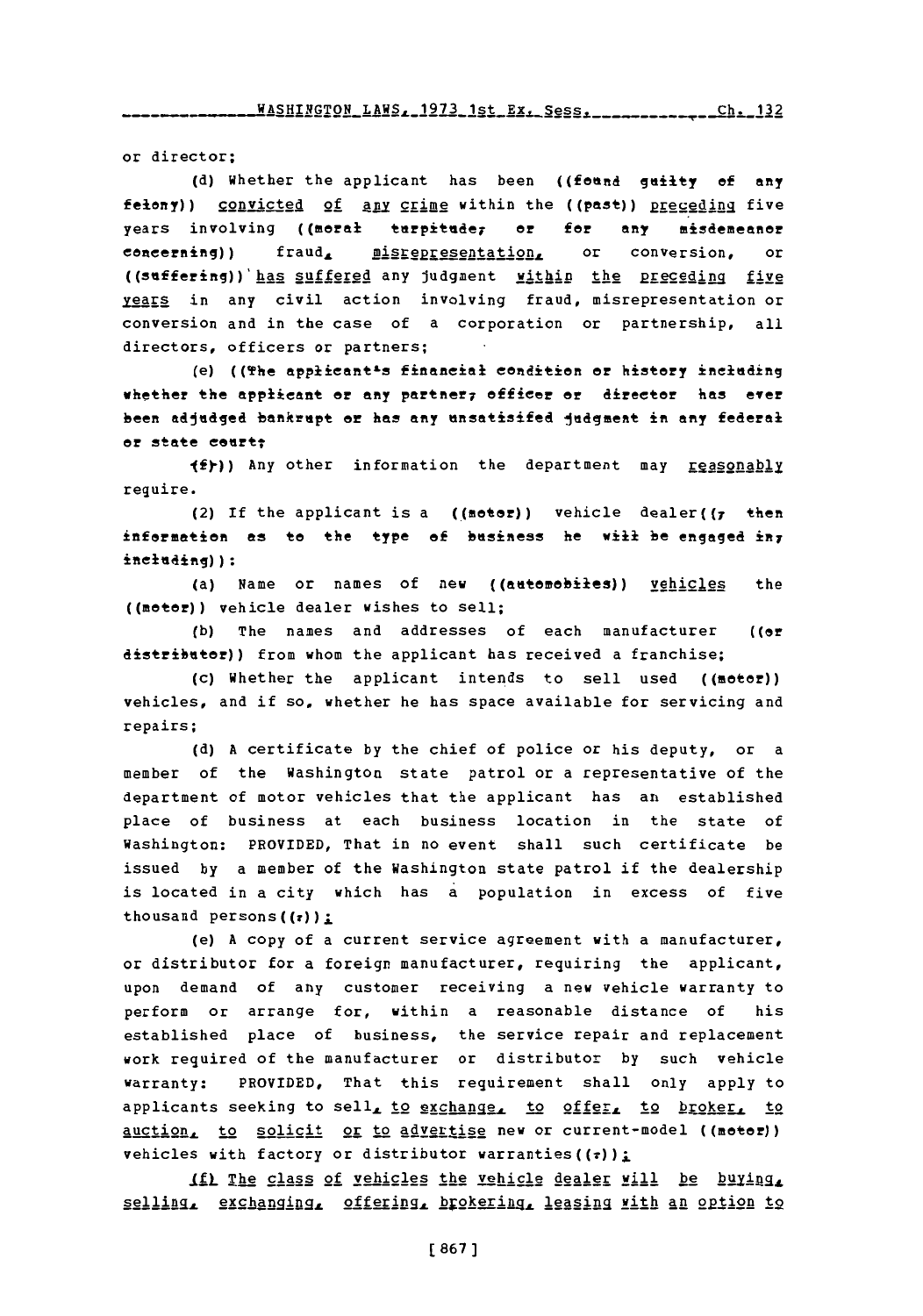or director;

(d) Whether the applicant has been ((found guilty of any felony)) convicted of any crime within the ((past)) preceding five years involving ((moral turpitude, or for any misdemeanor concerning)) fraud, misrepresentation, or conversion, or ((suffering)) has suffered any judgment within the preceding five years in any civil action involving fraud, misrepresentation or conversion and in the case of a corporation or partnership, all directors, officers or partners;

(e) ((The applicant's financial condition or history including whether the applicant or any partner, officer or director has ever been adjudged bankrupt or has any unsatisifed judgment in any federal or state court;

(f))) Any other information the department may reasonably require.

(2) If the applicant is a ((motor)) vehicle dealer((, then information as to the type of business he will be engaged in, including)):

(a) Name or names of new ((automobiles)) vehicles the ((motor)) vehicle dealer wishes to sell;

(b) The names and addresses of each manufacturer ((or distributor)) from whom the applicant has received a franchise;

(c) Whether the applicant intends to sell used ((motor)) vehicles, and if so, whether he has space available for servicing and repairs;

(d) A certificate by the chief of police or his deputy, or a member of the Washington state patrol or a representative of the department of motor vehicles that the applicant has an established place of business at each business location in the state of Washington: PROVIDED, That in no event shall such certificate be issued by a member of the Washington state patrol if the dealership is located in a city which has a population in excess of five thousand persons((,));

(e) A copy of a current service agreement with a manufacturer, or distributor for a foreign manufacturer, requiring the applicant, upon demand of any customer receiving a new vehicle warranty to perform or arrange for, within a reasonable distance of his established place of business, the service repair and replacement work required of the manufacturer or distributor by such vehicle warranty: PROVIDED, That this requirement shall only apply to applicants seeking to sell, to exchange, to offer, to broker, to auction, to solicit or to advertise new or current-model ((motor)) vehicles with factory or distributor warranties((,));

(f) The class of vehicles the vehicle dealer will be buying, selling, exchanging, offering, brokering, leasing with an option to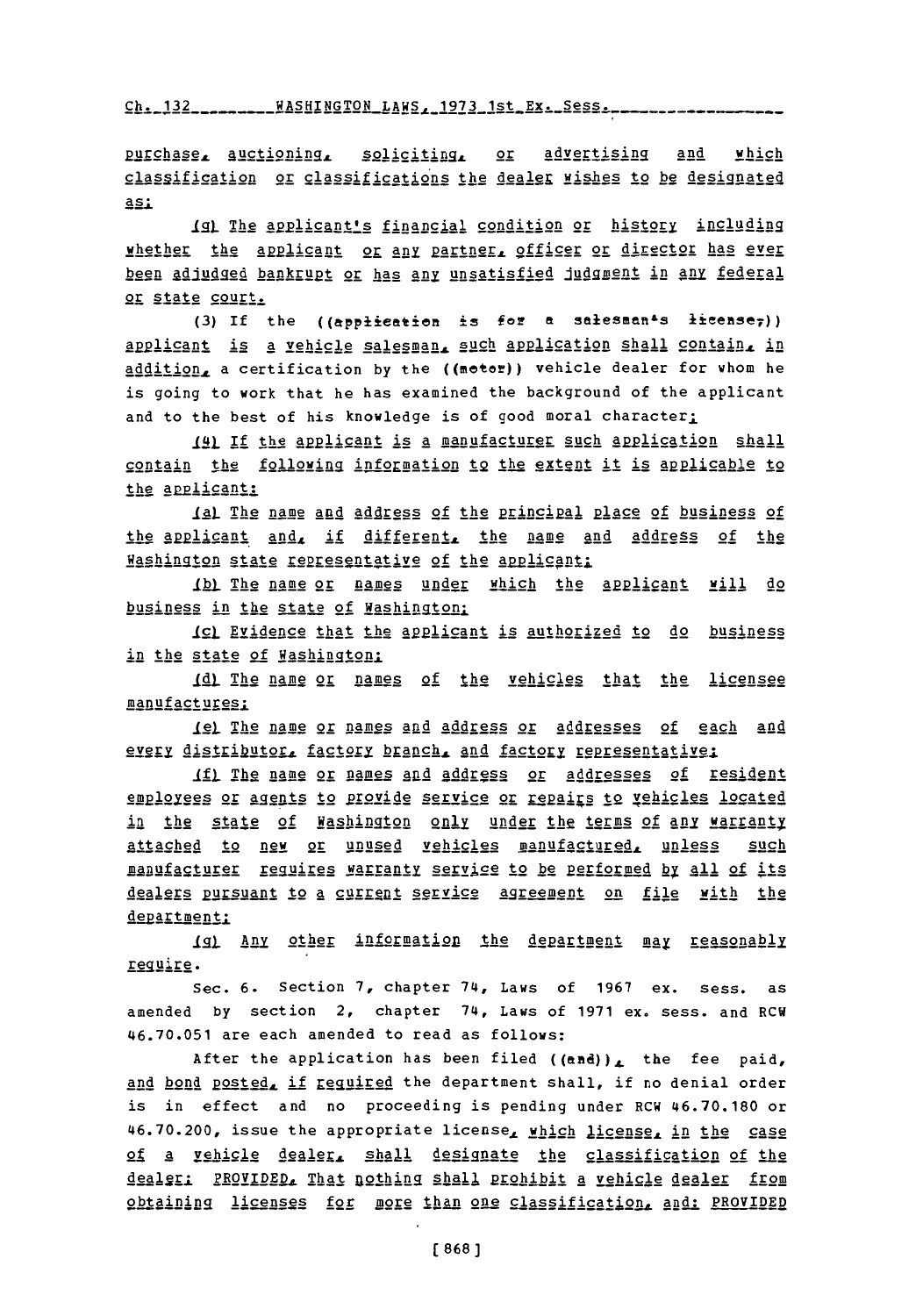purchase, auctioning, soliciting, or advertising and which classification or classifications the dealer wishes to be designated as;

(g) The applicant's financial condition or history including whether the applicant or any partner, officer or director has ever been adjudged bankrupt or has any unsatisfied judgment in any federal or state court.

(3) If the ((application is for a salesman's license,)) applicant is a vehicle salesman, such application shall contain, in addition, a certification by the ((motor)) vehicle dealer for whom he is going to work that he has examined the background of the applicant and to the best of his knowledge is of good moral character;

(4) If the applicant is a manufacturer such application shall contain the following information to the extent it is applicable to the applicant:

(a) The name and address of the principal place of business of the applicant and, if different, the name and address of the Washington state representative of the applicant;

(b) The name or names under which the applicant will do business in the state of Washington;

(c) Evidence that the applicant is authorized to do business in the state of Washington;

(d) The name or names of the vehicles that the licensee manufactures;

(e) The name or names and address or addresses of each and every distributor, factory branch, and factory representative;

(f) The name or names and address or addresses of resident employees or agents to provide service or repairs to vehicles located in the state of Washington only under the terms of any warranty attached to new or unused vehicles manufactured, unless such manufacturer requires warranty service to be performed by all of its dealers pursuant to a current service agreement on file with the department;

(g) Any other information the department may reasonably require.

Sec. 6. Section 7, chapter 74, Laws of 1967 ex. sess. as amended by section 2, chapter 74, Laws of 1971 ex. sess. and RCW 46.70.051 are each amended to read as follows:

After the application has been filed ((and)), the fee paid, and bond posted, if required the department shall, if no denial order is in effect and no proceeding is pending under RCW 46.70.180 or 46.70.200, issue the appropriate license, which license, in the case of a vehicle dealer, shall designate the classification of the dealer: PROVIDED, That nothing shall prohibit a vehicle dealer from obtaining licenses for more than one classification, and: PROVIDED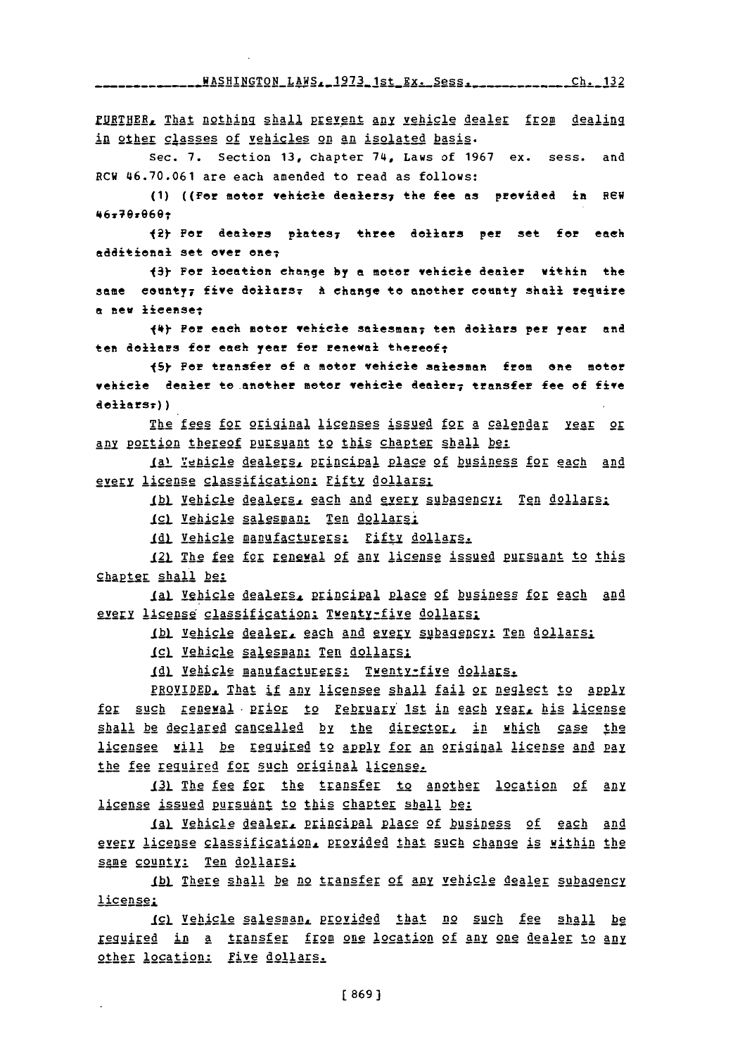FURTHER, That nothing shall prevent any vehicle dealer from dealing in other classes of vehicles on an isolated basis.

Sec. 7. Section 13, chapter 74, Laws of 1967 ex. sess. and RCW 46.70.061 are each amended to read as follows:

(1) ((For motor vehicle dealers, the fee as provided in RCW 46.70.060;

(2) For dealers plates, three dollars per set for each additional set over one;

(3) For location change by a motor vehicle dealer within the same county, five dollars. A change to another county shall require a new license;

(4) For each motor vehicle salesman, ten dollars per year and ten dollars for each year for renewal thereof;

(5) For transfer of a motor vehicle salesman from one motor vehicle dealer to another motor vehicle dealer, transfer fee of five dollars.))

The fees for original licenses issued for a calendar year or any portion thereof pursuant to this chapter shall be:

(a) Vehicle dealers, principal place of business for each and every license classification: Fifty dollars;

(b) Vehicle dealers, each and every subagency: Ten dollars;

(c) Vehicle salesman: Ten dollars;

(d) Vehicle manufacturers: Fifty dollars.

(2) The fee for renewal of any license issued pursuant to this chapter shall be:

(a) Vehicle dealers, principal place of business for each and every license classification: Twenty-five dollars;

(b) Vehicle dealer, each and every subagency: Ten dollars;

(c) Vehicle salesman: Ten dollars;

(d) Vehicle manufacturers: Twenty-five dollars.

PROVIDED, That if any licensee shall fail or neglect to apply for such renewal prior to February 1st in each year, his license shall be declared cancelled by the director, in which case the licensee will be required to apply for an original license and pay the fee required for such original license.

(3) The fee for the transfer to another location of any license issued pursuant to this chapter shall be:

(a) Vehicle dealer, principal place of business of each and every license classification, provided that such change is within the same county: Ten dollars;

(b) There shall be no transfer of any vehicle dealer subagency license;

(c) Vehicle salesman, provided that no such fee shall be required in a transfer from one location of any one dealer to any other location: Five dollars.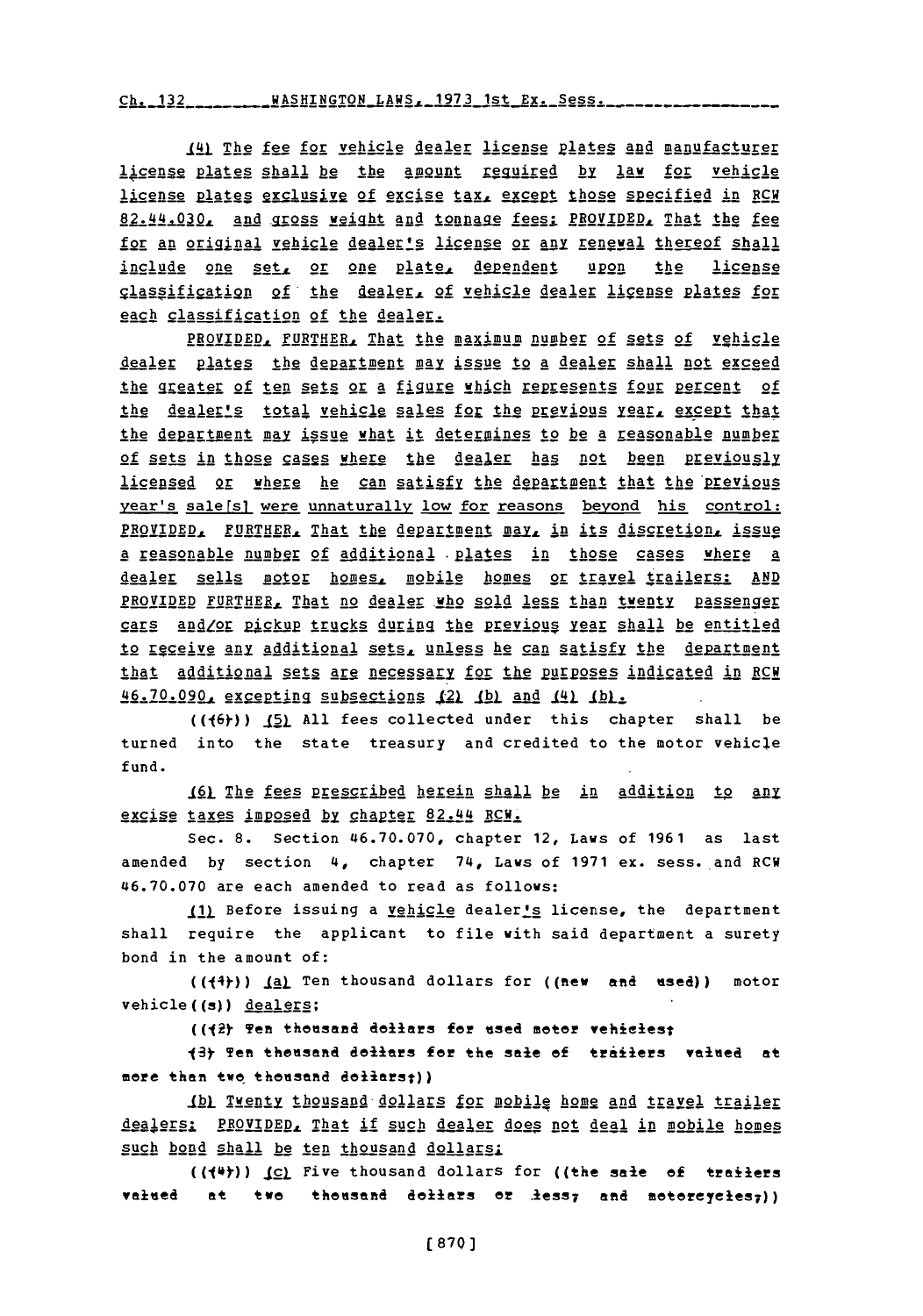(4) The fee for vehicle dealer license plates and manufacturer license plates shall be the amount required by law for vehicle license plates exclusive of excise tax, except those specified in RCW 82.44.030, and gross weight and tonnage fees: PROVIDED, That the fee for an original vehicle dealer's license or any renewal thereof shall include one set, or one plate, dependent upon the license classification of the dealer, of vehicle dealer license plates for each classification of the dealer.

PROVIDED, FURTHER, That the maximum number of sets of vehicle dealer plates the department may issue to a dealer shall not exceed the greater of ten sets or a figure which represents four percent of the dealer's total vehicle sales for the previous year, except that the department may issue what it determines to be a reasonable number of sets in those cases where the dealer has not been previously licensed or where he can satisfy the department that the previous year's sale[s] were unnaturally low for reasons beyond his control: PROVIDED, FURTHER, That the department may, in its discretion, issue a reasonable number of additional plates in those cases where a dealer sells motor homes, mobile homes or travel trailers: AND PROVIDED FURTHER, That no dealer who sold less than twenty passenger cars and/or pickup trucks during the previous year shall be entitled to receive any additional sets, unless he can satisfy the department that additional sets are necessary for the purposes indicated in RCW 46.70.090, excepting subsections (2) (b) and (4) (b).

(((6))) (5) All fees collected under this chapter shall be turned into the state treasury and credited to the motor vehicle fund.

(6) The fees prescribed herein shall be in addition to any excise taxes imposed by chapter 82.44 RCW.

Sec. 8. Section 46.70.070, chapter 12, Laws of 1961 as last amended by section 4, chapter 74, Laws of 1971 ex. sess. and RCW 46.70.070 are each amended to read as follows:

(1) Before issuing a vehicle dealer's license, the department shall require the applicant to file with said department a surety bond in the amount of:

(((1))) (a) Ten thousand dollars for ((new and used)) motor vehicle((s)) dealers;

(((2) Ten thousand dollars for used motor vehicles;

(3) Ten thousand dollars for the sale of trailers valued at more than two thousand dollars;))

(b) Twenty thousand dollars for mobile home and travel trailer dealers: PROVIDED, That if such dealer does not deal in mobile homes such bond shall be ten thousand dollars;

(((4))) (c) Five thousand dollars for ((the sale of trailers valued at two thousand dollars or less; and motorcycles;))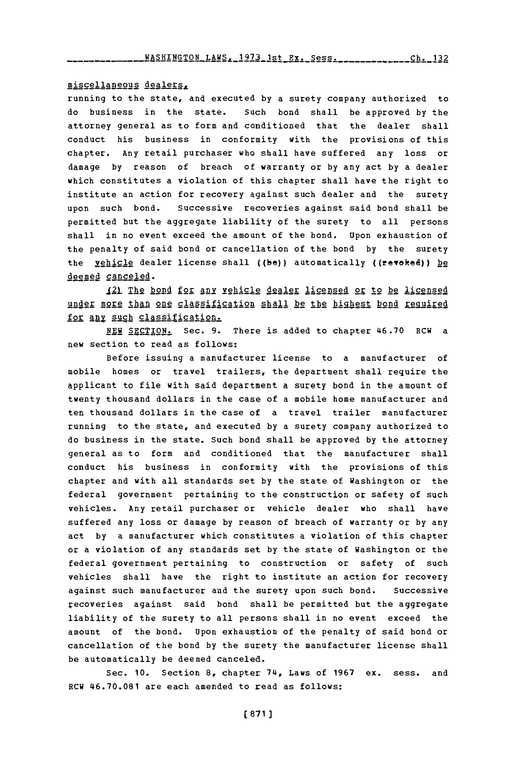miscellaneous dealers,

running to the state, and executed by a surety company authorized to do business in the state. Such bond shall be approved by the attorney general as to form and conditioned that the dealer shall conduct his business in conformity with the provisions of this chapter. Any retail purchaser who shall have suffered any loss or damage by reason of breach of warranty or by any act by a dealer which constitutes a violation of this chapter shall have the right to institute an action for recovery against such dealer and the surety upon such bond. Successive recoveries against said bond shall be permitted but the aggregate liability of the surety to all persons shall in no event exceed the amount of the bond. Upon exhaustion of the penalty of said bond or cancellation of the bond by the surety the vehicle dealer license shall ((be)) automatically ((revoked)) be deemed canceled.

(2) The bond for any vehicle dealer licensed or to be licensed under more than one classification shall be the highest bond required for any such classification.

NEW SECTION. Sec. 9. There is added to chapter 46.70 RCW a new section to read as follows:

Before issuing a manufacturer license to a manufacturer of mobile homes or travel trailers, the department shall require the applicant to file with said department a surety bond in the amount of twenty thousand dollars in the case of a mobile home manufacturer and ten thousand dollars in the case of a travel trailer manufacturer running to the state, and executed by a surety company authorized to do business in the state. Such bond shall be approved by the attorney general as to form and conditioned that the manufacturer shall conduct his business in conformity with the provisions of this chapter and with all standards set by the state of Washington or the federal government pertaining to the construction or safety of such vehicles. Any retail purchaser or vehicle dealer who shall have suffered any loss or damage by reason of breach of warranty or by any act by a manufacturer which constitutes a violation of this chapter or a violation of any standards set by the state of Washington or the federal government pertaining to construction or safety of such vehicles shall have the right to institute an action for recovery against such manufacturer and the surety upon such bond. Successive recoveries against said bond shall be permitted but the aggregate liability of the surety to all persons shall in no event exceed the amount of the bond. Upon exhaustion of the penalty of said bond or cancellation of the bond by the surety the manufacturer license shall be automatically be deemed canceled.

Sec. 10. Section 8, chapter 74, Laws of 1967 ex. sess. and RCW 46.70.081 are each amended to read as follows: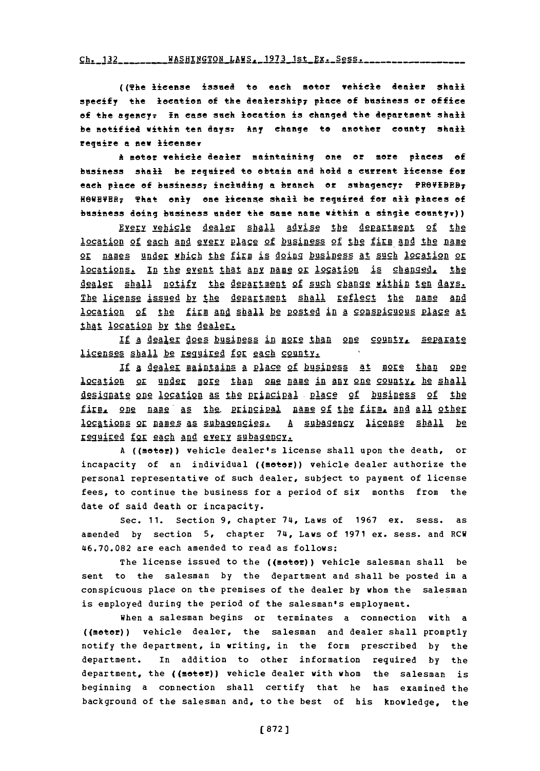((The license issued to each motor vehicle dealer shall specify the location of the dealership, place of business or office of the agency. In case such location is changed the department shall be notified within ten days. Any change to another county shall require a new license.

A motor vehicle dealer maintaining one or more places of business shall be required to obtain and hold a current license for each place of business, including a branch or subagency: PROVIDED, HOWEVER, That only one license shall be required for all places of business doing business under the same name within a single county.))

Every vehicle dealer shall advise the department of the location of each and every place of business of the firm and the name or names under which the firm is doing business at such location or locations. In the event that any name or location is changed, the dealer shall notify the department of such change within ten days. The license issued by the department shall reflect the name and location of the firm and shall be posted in a conspicuous place at that location by the dealer.

If a dealer does business in more than one county, separate licenses shall be required for each county.

If a dealer maintains a place of business at more than one location or under more than one name in any one county, he shall designate one location as the principal place of business of the firm, one name as the principal name of the firm, and all other locations or names as subagencies. A subagency license shall be required for each and every subagency.

A ((motor)) vehicle dealer's license shall upon the death, or incapacity of an individual ((motor)) vehicle dealer authorize the personal representative of such dealer, subject to payment of license fees, to continue the business for a period of six months from the date of said death or incapacity.

Sec. 11. Section 9, chapter 74, Laws of 1967 ex. sess. as amended by section 5, chapter 74, Laws of 1971 ex. sess. and RCW 46.70.082 are each amended to read as follows:

The license issued to the ((motor)) vehicle salesman shall be sent to the salesman by the department and shall be posted in a conspicuous place on the premises of the dealer by whom the salesman is employed during the period of the salesman's employment.

When a salesman begins or terminates a connection with a ((motor)) vehicle dealer, the salesman and dealer shall promptly notify the department, in writing, in the form prescribed by the department. In addition to other information required by the department, the ((motor)) vehicle dealer with whom the salesman is beginning a connection shall certify that he has examined the background of the salesman and, to the best of his knowledge, the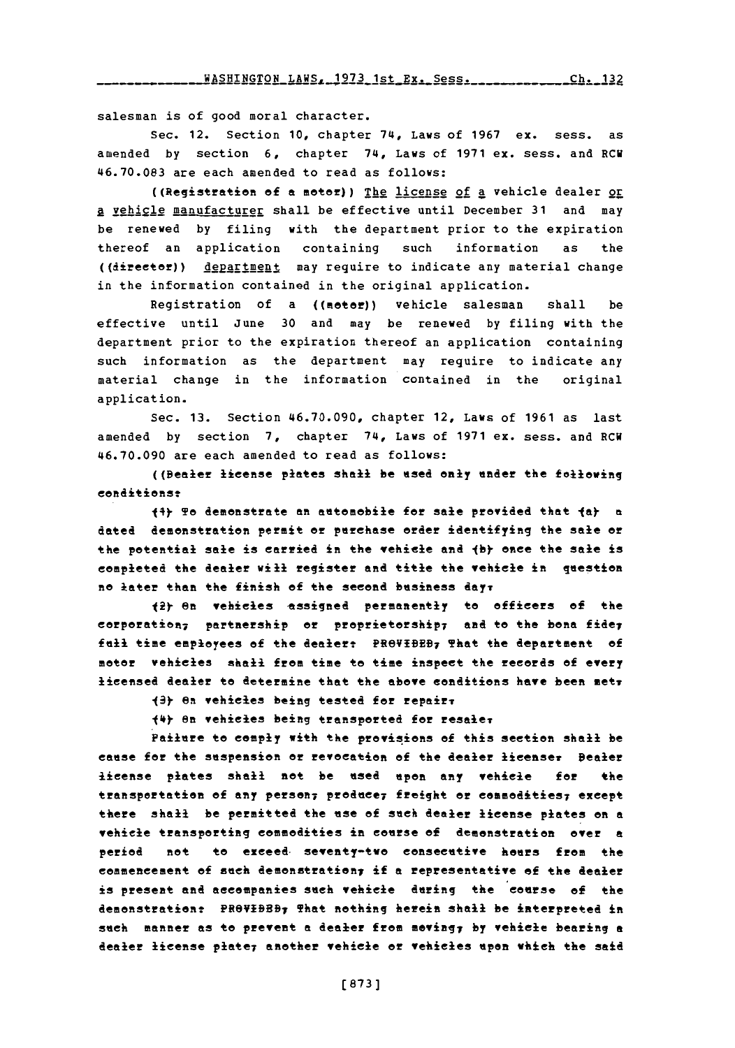salesman is of good moral character.

Sec. 12. Section 10, chapter 74, Laws of 1967 ex. sess. as amended by section 6, chapter 74, Laws of 1971 ex. sess. and RCW 46.70.083 are each amended to read as follows:

((Registration of a motor)) The license of a vehicle dealer or a vehicle manufacturer shall be effective until December 31 and may be renewed by filing with the department prior to the expiration thereof an application containing such information as the ((director)) department may require to indicate any material change in the information contained in the original application.

Registration of a ((motor)) vehicle salesman shall be effective until June 30 and may be renewed by filing with the department prior to the expiration thereof an application containing such information as the department may require to indicate any material change in the information contained in the original application.

Sec. 13. Section 46.70.090, chapter 12, Laws of 1961 as last amended by section 7, chapter 74, Laws of 1971 ex. sess. and RCW 46.70.090 are each amended to read as follows:

((Dealer license plates shall be used only under the following conditions:

(1) To demonstrate an automobile for sale provided that (a) a dated demonstration permit or purchase order identifying the sale or the potential sale is carried in the vehicle and (b) once the sale is completed the dealer will register and title the vehicle in question no later than the finish of the second business day;

(2) On vehicles assigned permanently to officers of the corporation, partnership or proprietorship, and to the bona fide, full time employees of the dealer: PROVIDED, That the department of motor vehicles shall from time to time inspect the records of every licensed dealer to determine that the above conditions have been met;

(3) On vehicles being tested for repair;

(4) On vehicles being transported for resale;

Failure to comply with the provisions of this section shall be cause for the suspension or revocation of the dealer license. Dealer license plates shall not be used upon any vehicle for the transportation of any person, produce, freight or commodities, except there shall be permitted the use of such dealer license plates on a vehicle transporting commodities in course of demonstration over a period not to exceed seventy-two consecutive hours from the commencement of such demonstration, if a representative of the dealer is present and accompanies such vehicle during the course of the demonstration: PROVIDED, That nothing herein shall be interpreted in such manner as to prevent a dealer from moving, by vehicle bearing a dealer license plate, another vehicle or vehicles upon which the said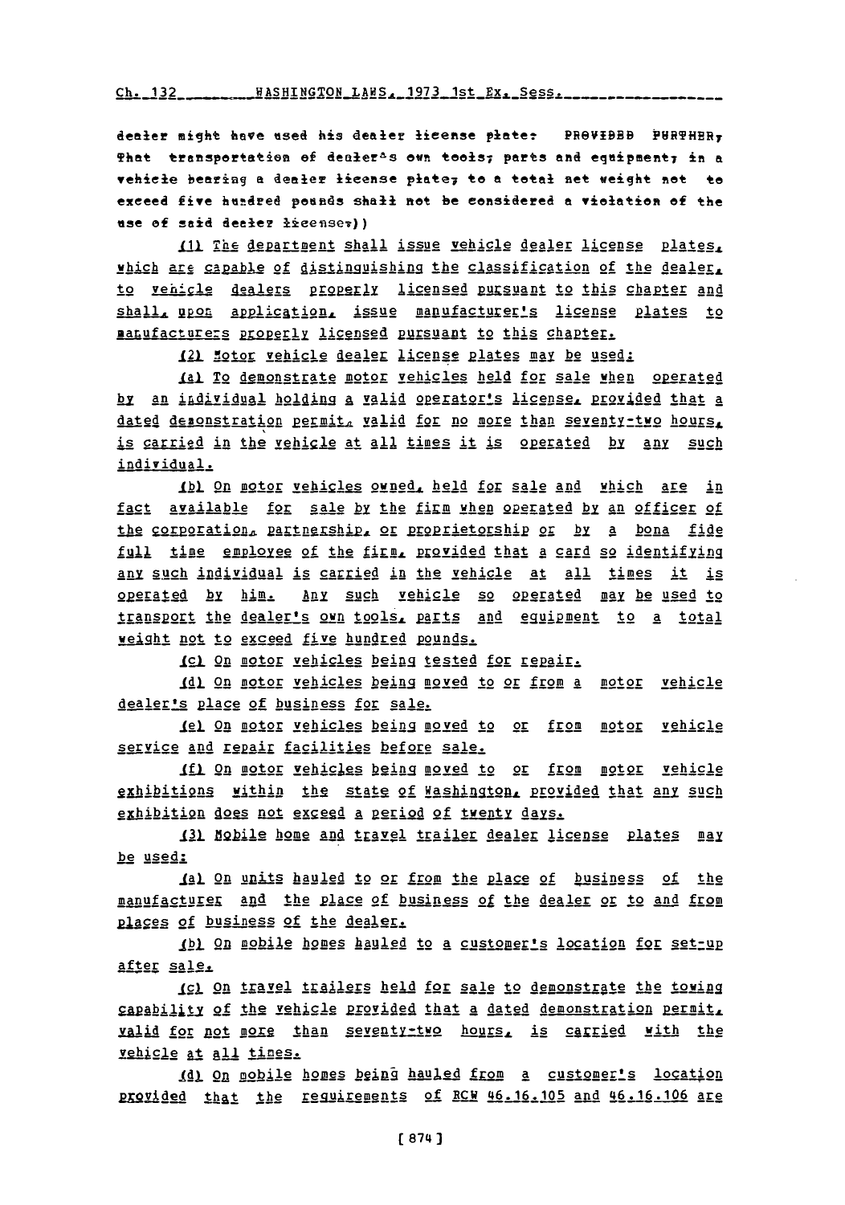dealer might have used his dealer license plate: PROVIDED FURTHER, That transportation of dealer's own tools, parts and equipment, in a vehicle bearing a dealer license plate, to a total net weight not to exceed five hundred pounds shall not be considered a violation of the use of said dealer license.))

(1) The department shall issue vehicle dealer license plates, which are capable of distinguishing the classification of the dealer, to vehicle dealers properly licensed pursuant to this chapter and shall, upon application, issue manufacturer's license plates to manufacturers properly licensed pursuant to this chapter.

(2) Motor vehicle dealer license plates may be used:

(a) To demonstrate motor vehicles held for sale when operated by an individual holding a valid operator's license, provided that a dated demonstration permit, valid for no more than seventy-two hours, is carried in the vehicle at all times it is operated by any such individual.

(b) On motor vehicles owned, held for sale and which are in fact available for sale by the firm when operated by an officer of the corporation, partnership, or proprietorship or by a bona fide full time employee of the firm, provided that a card so identifying any such individual is carried in the vehicle at all times it is operated by him. Any such vehicle so operated may be used to transport the dealer's own tools, parts and equipment to a total weight not to exceed five hundred pounds.

(c) On motor vehicles being tested for repair.

(d) On motor vehicles being moved to or from a motor vehicle dealer's place of business for sale.

(e) On motor vehicles being moved to or from motor vehicle service and repair facilities before sale.

(f) On motor vehicles being moved to or from motor vehicle exhibitions within the state of Washington, provided that any such exhibition does not exceed a period of twenty days.

(3) Mobile home and travel trailer dealer license plates may be used:

(a) On units hauled to or from the place of business of the manufacturer and the place of business of the dealer or to and from places of business of the dealer.

(b) On mobile homes hauled to a customer's location for set-up after sale.

(c) On travel trailers held for sale to demonstrate the towing capability of the vehicle provided that a dated demonstration permit, valid for not more than seventy-two hours, is carried with the vehicle at all times.

(d) On mobile homes being hauled from a customer's location provided that the requirements of RCW 46.16.105 and 46.16.106 are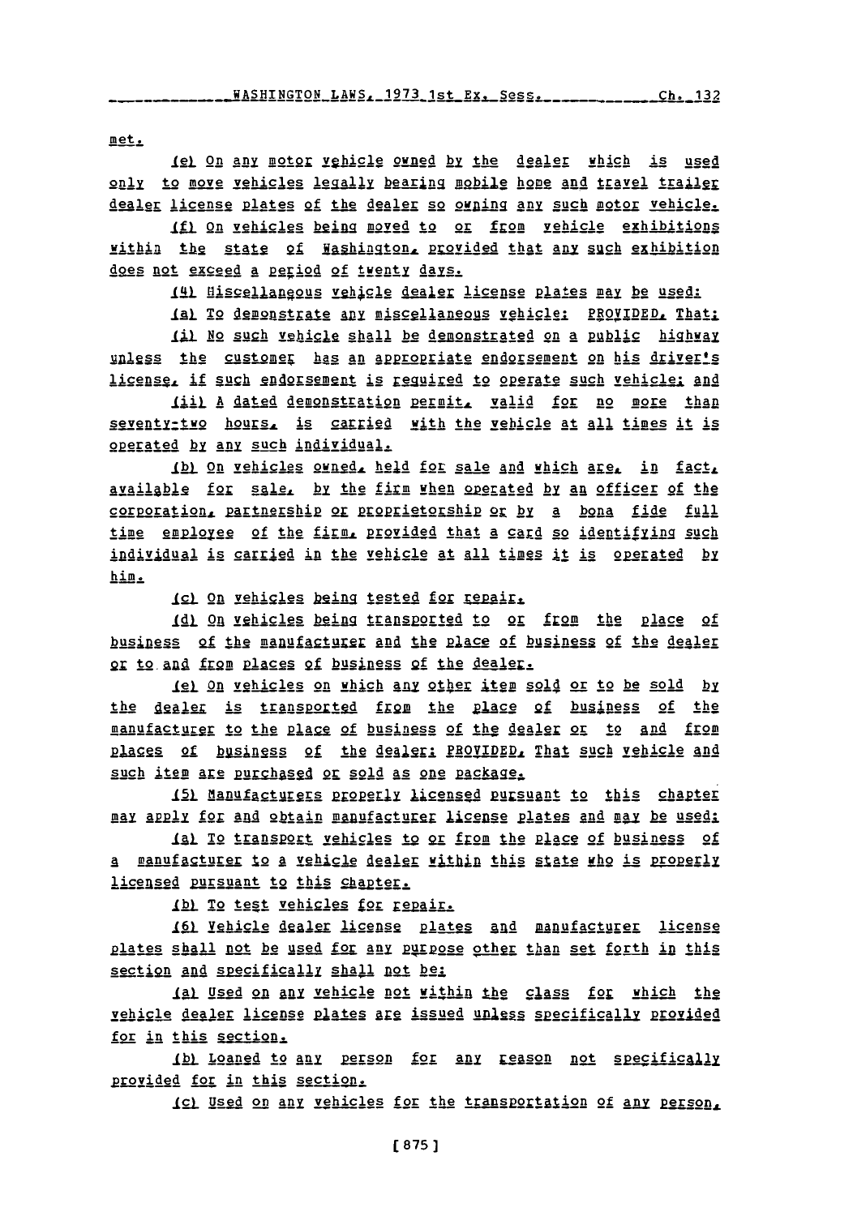met.

(e) On any motor vehicle owned by the dealer which is used only to move vehicles legally bearing mobile home and travel trailer dealer license plates of the dealer so owning any such motor vehicle.

(f) On vehicles being moved to or from vehicle exhibitions within the state of Washington, provided that any such exhibition does not exceed a period of twenty days.

(4) Miscellaneous vehicle dealer license plates may be used:

(a) To demonstrate any miscellaneous vehicle: PROVIDED, That:

(i) No such vehicle shall be demonstrated on a public highway unless the customer has an appropriate endorsement on his driver's license, if such endorsement is required to operate such vehicle; and

(ii) A dated demonstration permit, valid for no more than seventy-two hours, is carried with the vehicle at all times it is operated by any such individual.

(b) On vehicles owned, held for sale and which are, in fact, available for sale, by the firm when operated by an officer of the corporation, partnership or proprietorship or by a bona fide full time employee of the firm, provided that a card so identifying such individual is carried in the vehicle at all times it is operated by him.

(c) On vehicles being tested for repair.

(d) On vehicles being transported to or from the place of business of the manufacturer and the place of business of the dealer or to and from places of business of the dealer.

(e) On vehicles on which any other item sold or to be sold by the dealer is transported from the place of business of the manufacturer to the place of business of the dealer or to and from places of business of the dealer: PROVIDED, That such vehicle and such item are purchased or sold as one package.

(5) Manufacturers properly licensed pursuant to this chapter may apply for and obtain manufacturer license plates and may be used:

(a) To transport vehicles to or from the place of business of a manufacturer to a vehicle dealer within this state who is properly licensed pursuant to this chapter.

(b) To test vehicles for repair.

(6) Vehicle dealer license plates and manufacturer license plates shall not be used for any purpose other than set forth in this section and specifically shall not be:

(a) Used on any vehicle not within the class for which the vehicle dealer license plates are issued unless specifically provided for in this section.

(b) Loaned to any person for any reason not specifically provided for in this section.

(c) Used on any vehicles for the transportation of any person,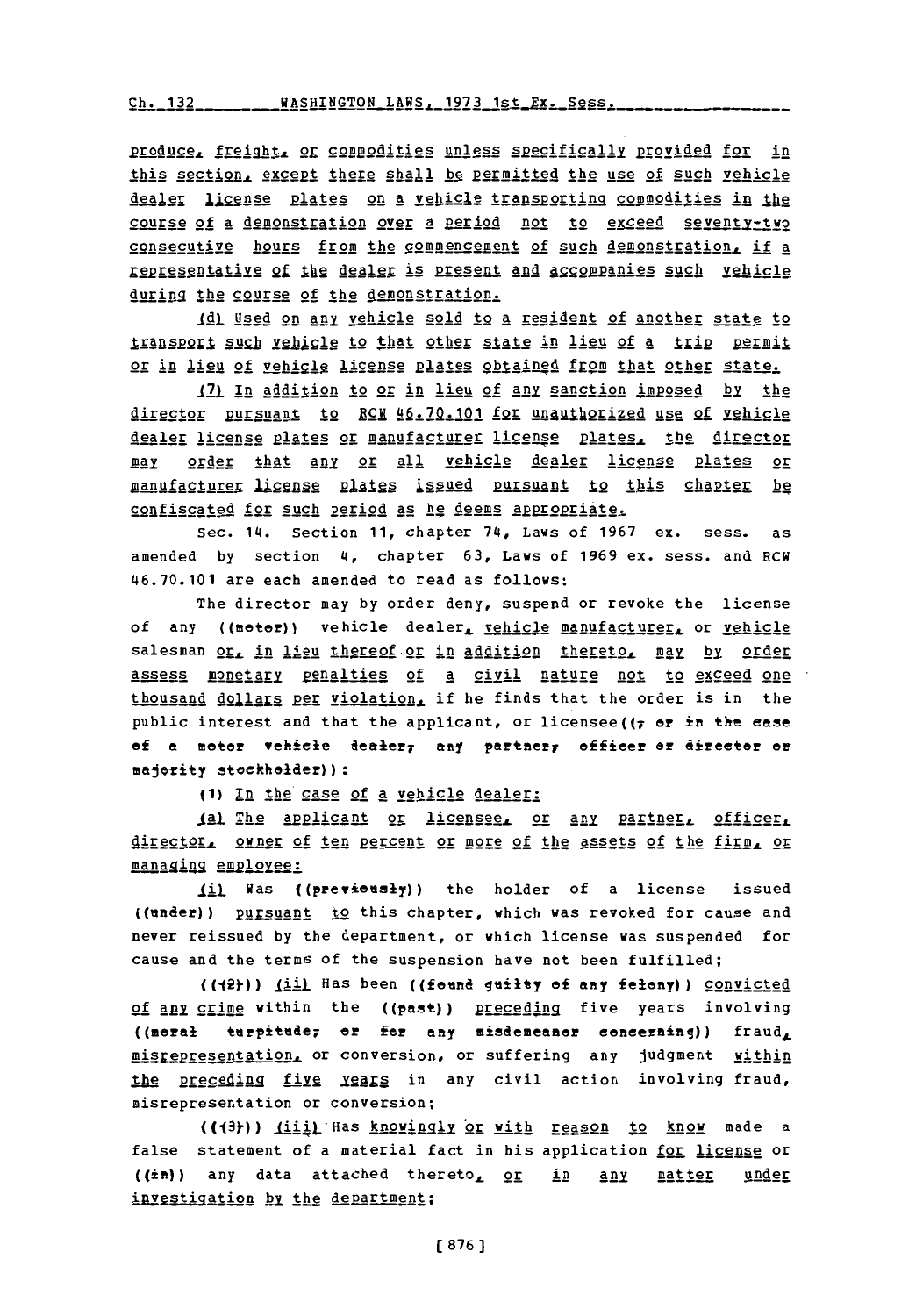produce, freight, or commodities unless specifically provided for in this section, except there shall be permitted the use of such vehicle dealer license plates on a vehicle transporting commodities in the course of a demonstration over a period not to exceed seventy-two consecutive hours from the commencement of such demonstration, if a representative of the dealer is present and accompanies such vehicle during the course of the demonstration.

(d) Used on any vehicle sold to a resident of another state to transport such vehicle to that other state in lieu of a trip permit or in lieu of vehicle license plates obtained from that other state.

(7) In addition to or in lieu of any sanction imposed by the director pursuant to RCW 46.70.101 for unauthorized use of vehicle dealer license plates or manufacturer license plates, the director may order that any or all vehicle dealer license plates or manufacturer license plates issued pursuant to this chapter be confiscated for such period as he deems appropriate.

Sec. 14. Section 11, chapter 74, Laws of 1967 ex. sess. as amended by section 4, chapter 63, Laws of 1969 ex. sess. and RCW 46.70.101 are each amended to read as follows:

The director may by order deny, suspend or revoke the license of any ((motor)) vehicle dealer, vehicle manufacturer, or vehicle salesman or, in lieu thereof or in addition thereto, may by order assess monetary penalties of a civil nature not to exceed one thousand dollars per violation, if he finds that the order is in the public interest and that the applicant, or licensee((, or in the case of a motor vehicle dealer, any partner, officer or director or majority stockholder)):

(1) In the case of a vehicle dealer:

(a) The applicant or licensee, or any partner, officer, director, owner of ten percent or more of the assets of the firm, or managing employee:

(i) Was ((previously)) the holder of a license issued ((under)) pursuant to this chapter, which was revoked for cause and never reissued by the department, or which license was suspended for cause and the terms of the suspension have not been fulfilled;

(((2))) (ii) Has been ((found guilty of any felony)) convicted of any crime within the ((past)) preceding five years involving ((moral turpitude, or for any misdemeanor concerning)) fraud, misrepresentation, or conversion, or suffering any judgment within the preceding five years in any civil action involving fraud, misrepresentation or conversion;

(((3))) (iii) Has knowingly or with reason to know made a false statement of a material fact in his application for license or ((in)) any data attached thereto, or in any matter under investigation by the department;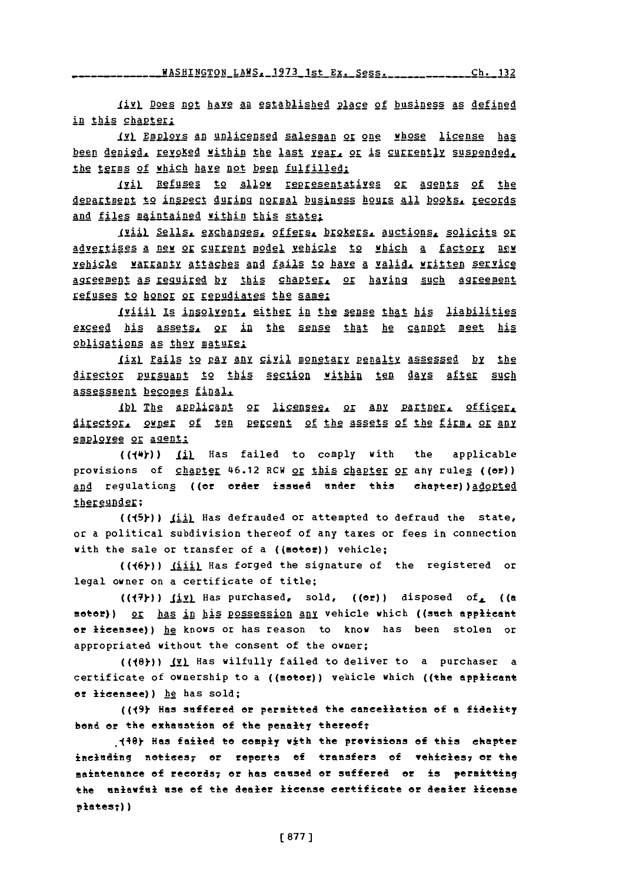(iv) Does not have an established place of business as defined in this chapter;

(v) Employs an unlicensed salesman or one whose license has been denied, revoked within the last year, or is currently suspended, the terms of which have not been fulfilled;

(vi) Refuses to allow representatives or agents of the department to inspect during normal business hours all books, records and files maintained within this state;

(vii) Sells, exchanges, offers, brokers, auctions, solicits or advertises a new or current model vehicle to which a factory new vehicle warranty attaches and fails to have a valid, written service agreement as required by this chapter, or having such agreement refuses to honor or repudiates the same;

(viii) Is insolvent, either in the sense that his liabilities exceed his assets, or in the sense that he cannot meet his obligations as they mature;

(ix) Fails to pay any civil monetary penalty assessed by the director pursuant to this section within ten days after such assessment becomes final.

(b) The applicant or licensee, or any partner, officer, director, owner of ten percent of the assets of the firm, or any employee or agent:

((~~(4)~~)) (i) Has failed to comply with the applicable provisions of chapter 46.12 RCW or this chapter or any rules ((~~or~~)) and regulations ((~~or order issued under this chapter~~)) adopted thereunder;

((~~(5)~~)) (ii) Has defrauded or attempted to defraud the state, or a political subdivision thereof of any taxes or fees in connection with the sale or transfer of a ((~~motor~~)) vehicle;

((~~(6)~~)) (iii) Has forged the signature of the registered or legal owner on a certificate of title;

((~~(7)~~)) (iv) Has purchased, sold, ((~~or~~)) disposed of, ((~~a motor~~)) or has in his possession any vehicle which ((~~such applicant or licensee~~)) he knows or has reason to know has been stolen or appropriated without the consent of the owner;

((~~(8)~~)) (v) Has wilfully failed to deliver to a purchaser a certificate of ownership to a ((~~motor~~)) vehicle which ((~~the applicant or licensee~~)) he has sold;

((~~(9) Has suffered or permitted the cancellation of a fidelity bond or the exhaustion of the penalty thereof;~~

~~(10) Has failed to comply with the provisions of this chapter including notices, or reports of transfers of vehicles, or the maintenance of records, or has caused or suffered or is permitting the unlawful use of the dealer license certificate or dealer license plates;~~))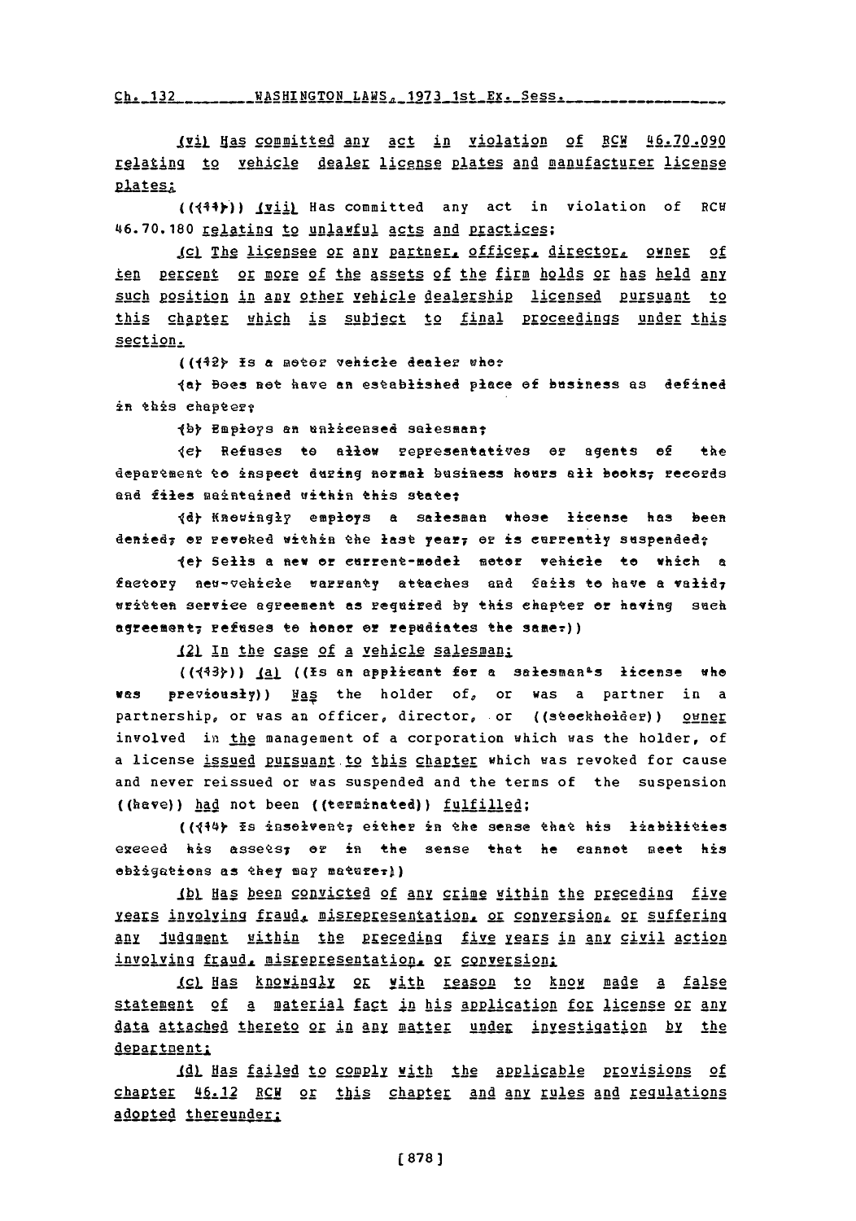(vi) Has committed any act in violation of RCW 46.70.090 relating to vehicle dealer license plates and manufacturer license plates;

((~~(11)~~)) (vii) Has committed any act in violation of RCW 46.70.180 relating to unlawful acts and practices;

(c) The licensee or any partner, officer, director, owner of ten percent or more of the assets of the firm holds or has held any such position in any other vehicle dealership licensed pursuant to this chapter which is subject to final proceedings under this section.

((~~(12) Is a motor vehicle dealer who:~~

~~(a) Does not have an established place of business as defined in this chapter;~~

~~(b) Employs an unlicensed salesman;~~

~~(c) Refuses to allow representatives or agents of the department to inspect during normal business hours all books, records and files maintained within this state;~~

~~(d) Knowingly employs a salesman whose license has been denied, or revoked within the last year, or is currently suspended;~~

~~(e) Sells a new or current-model motor vehicle to which a factory new-vehicle warranty attaches and fails to have a valid, written service agreement as required by this chapter or having such agreement, refuses to honor or repudiates the same.~~))

(2) In the case of a vehicle salesman:

((~~(13)~~)) (a) ((~~Is an applicant for a salesman's license who was previously~~)) Has the holder of, or was a partner in a partnership, or was an officer, director, or ((~~stockholder~~)) owner involved in the management of a corporation which was the holder, of a license issued pursuant to this chapter which was revoked for cause and never reissued or was suspended and the terms of the suspension ((~~have~~)) had not been ((~~terminated~~)) fulfilled;

((~~(14) Is insolvent, either in the sense that his liabilities exceed his assets, or in the sense that he cannot meet his obligations as they may mature.~~))

(b) Has been convicted of any crime within the preceding five years involving fraud, misrepresentation, or conversion, or suffering any judgment within the preceding five years in any civil action involving fraud, misrepresentation, or conversion;

(c) Has knowingly or with reason to know made a false statement of a material fact in his application for license or any data attached thereto or in any matter under investigation by the department;

(d) Has failed to comply with the applicable provisions of chapter 46.12 RCW or this chapter and any rules and regulations adopted thereunder;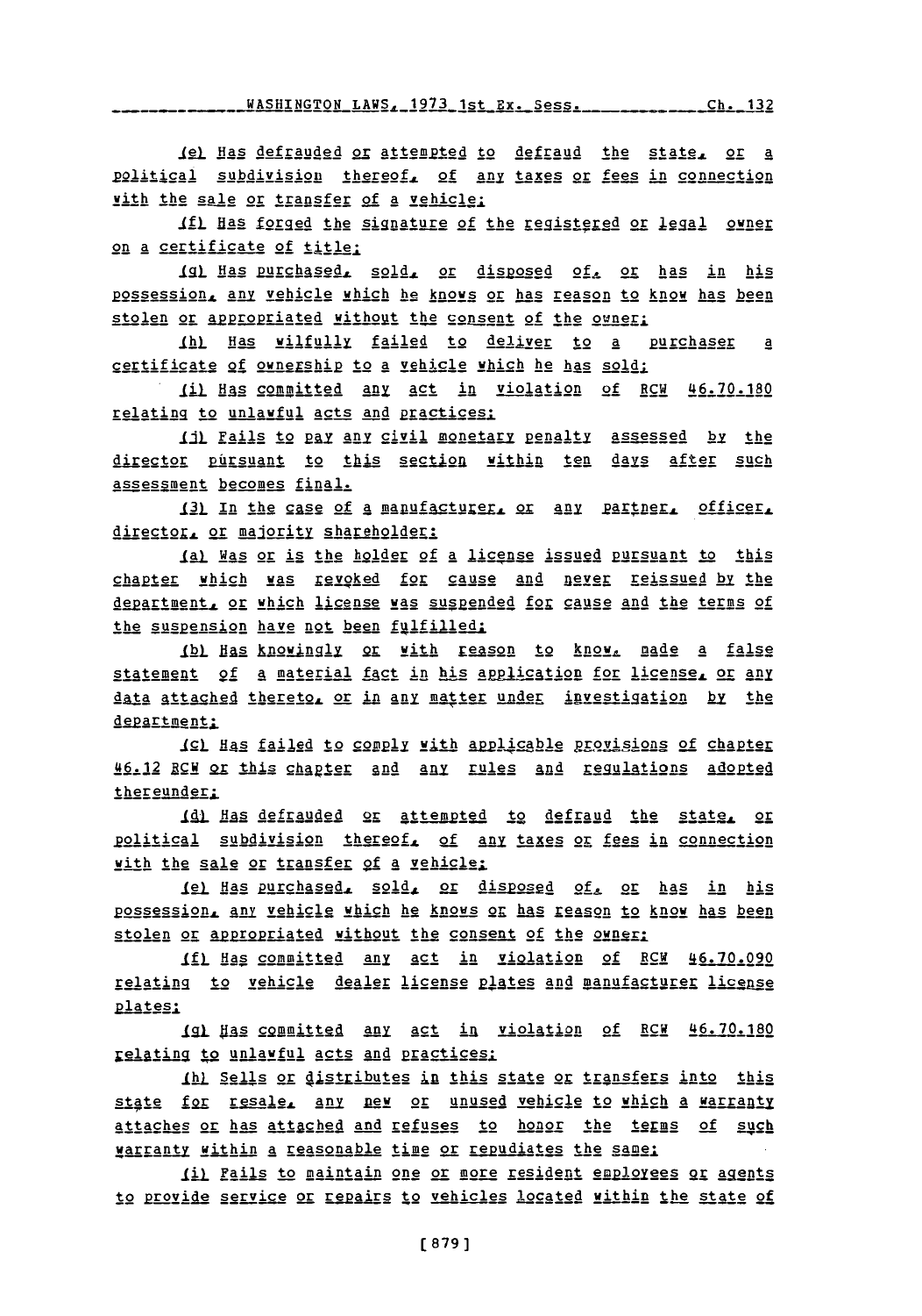(e) Has defrauded or attempted to defraud the state, or a political subdivision thereof, of any taxes or fees in connection with the sale or transfer of a vehicle;

(f) Has forged the signature of the registered or legal owner on a certificate of title;

(g) Has purchased, sold, or disposed of, or has in his possession, any vehicle which he knows or has reason to know has been stolen or appropriated without the consent of the owner;

(h) Has wilfully failed to deliver to a purchaser a certificate of ownership to a vehicle which he has sold;

(i) Has committed any act in violation of RCW 46.70.180 relating to unlawful acts and practices;

(j) Fails to pay any civil monetary penalty assessed by the director pursuant to this section within ten days after such assessment becomes final.

(3) In the case of a manufacturer, or any partner, officer, director, or majority shareholder:

(a) Was or is the holder of a license issued pursuant to this chapter which was revoked for cause and never reissued by the department, or which license was suspended for cause and the terms of the suspension have not been fulfilled;

(b) Has knowingly or with reason to know, made a false statement of a material fact in his application for license, or any data attached thereto, or in any matter under investigation by the department;

(c) Has failed to comply with applicable provisions of chapter 46.12 RCW or this chapter and any rules and regulations adopted thereunder;

(d) Has defrauded or attempted to defraud the state, or political subdivision thereof, of any taxes or fees in connection with the sale or transfer of a vehicle;

(e) Has purchased, sold, or disposed of, or has in his possession, any vehicle which he knows or has reason to know has been stolen or appropriated without the consent of the owner;

(f) Has committed any act in violation of RCW 46.70.090 relating to vehicle dealer license plates and manufacturer license plates;

(g) Has committed any act in violation of RCW 46.70.180 relating to unlawful acts and practices;

(h) Sells or distributes in this state or transfers into this state for resale, any new or unused vehicle to which a warranty attaches or has attached and refuses to honor the terms of such warranty within a reasonable time or repudiates the same;

(i) Fails to maintain one or more resident employees or agents to provide service or repairs to vehicles located within the state of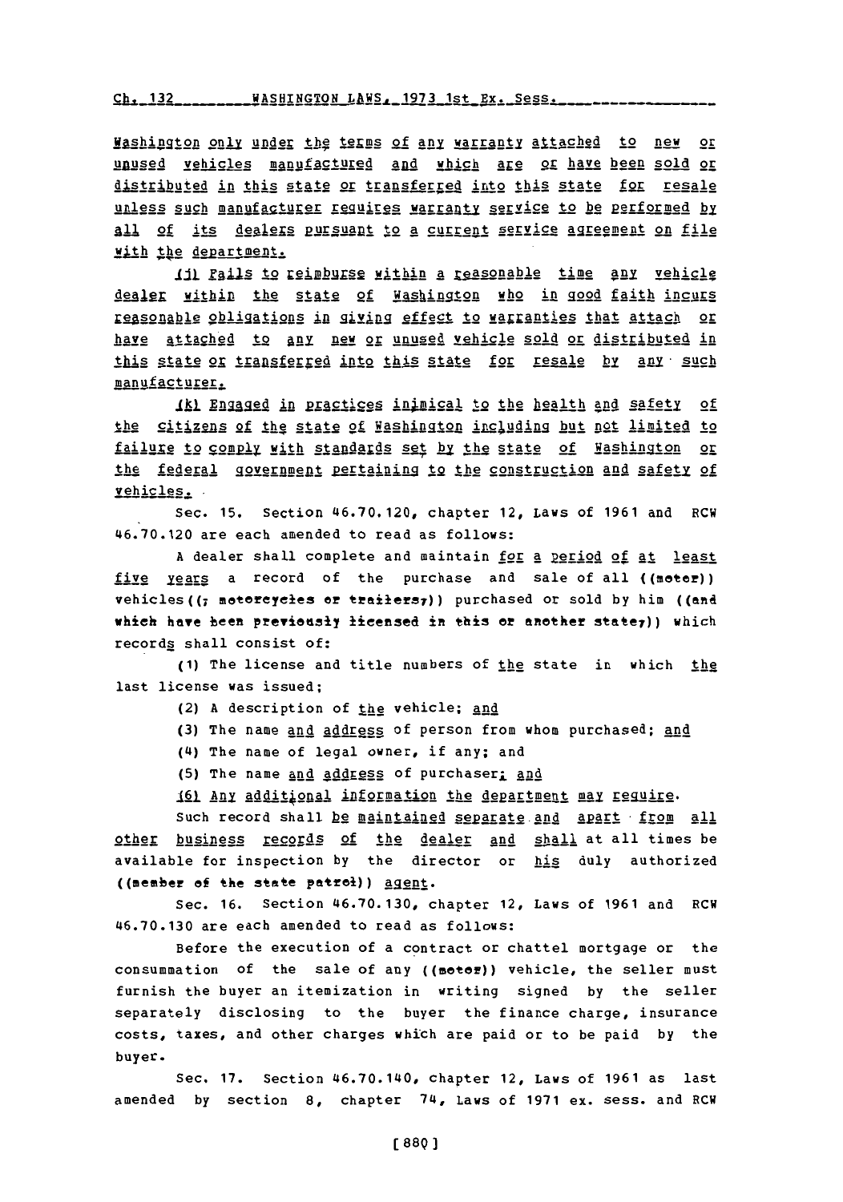Washington only under the terms of any warranty attached to new or unused vehicles manufactured and which are or have been sold or distributed in this state or transferred into this state for resale unless such manufacturer requires warranty service to be performed by all of its dealers pursuant to a current service agreement on file with the department.

(j) Fails to reimburse within a reasonable time any vehicle dealer within the state of Washington who in good faith incurs reasonable obligations in giving effect to warranties that attach or have attached to any new or unused vehicle sold or distributed in this state or transferred into this state for resale by any such manufacturer.

(k) Engaged in practices inimical to the health and safety of the citizens of the state of Washington including but not limited to failure to comply with standards set by the state of Washington or the federal government pertaining to the construction and safety of vehicles.

Sec. 15. Section 46.70.120, chapter 12, Laws of 1961 and RCW 46.70.120 are each amended to read as follows:

A dealer shall complete and maintain for a period of at least five years a record of the purchase and sale of all ((motor)) vehicles((, motorcycles or trailers,)) purchased or sold by him ((and which have been previously licensed in this or another state,)) which records shall consist of:

(1) The license and title numbers of the state in which the last license was issued;

(2) A description of the vehicle; and

(3) The name and address of person from whom purchased; and

(4) The name of legal owner, if any; and

(5) The name and address of purchaser; and

(6) Any additional information the department may require.

Such record shall be maintained separate and apart from all other business records of the dealer and shall at all times be available for inspection by the director or his duly authorized ((member of the state patrol)) agent.

Sec. 16. Section 46.70.130, chapter 12, Laws of 1961 and RCW 46.70.130 are each amended to read as follows:

Before the execution of a contract or chattel mortgage or the consummation of the sale of any ((motor)) vehicle, the seller must furnish the buyer an itemization in writing signed by the seller separately disclosing to the buyer the finance charge, insurance costs, taxes, and other charges which are paid or to be paid by the buyer.

Sec. 17. Section 46.70.140, chapter 12, Laws of 1961 as last amended by section 8, chapter 74, Laws of 1971 ex. sess. and RCW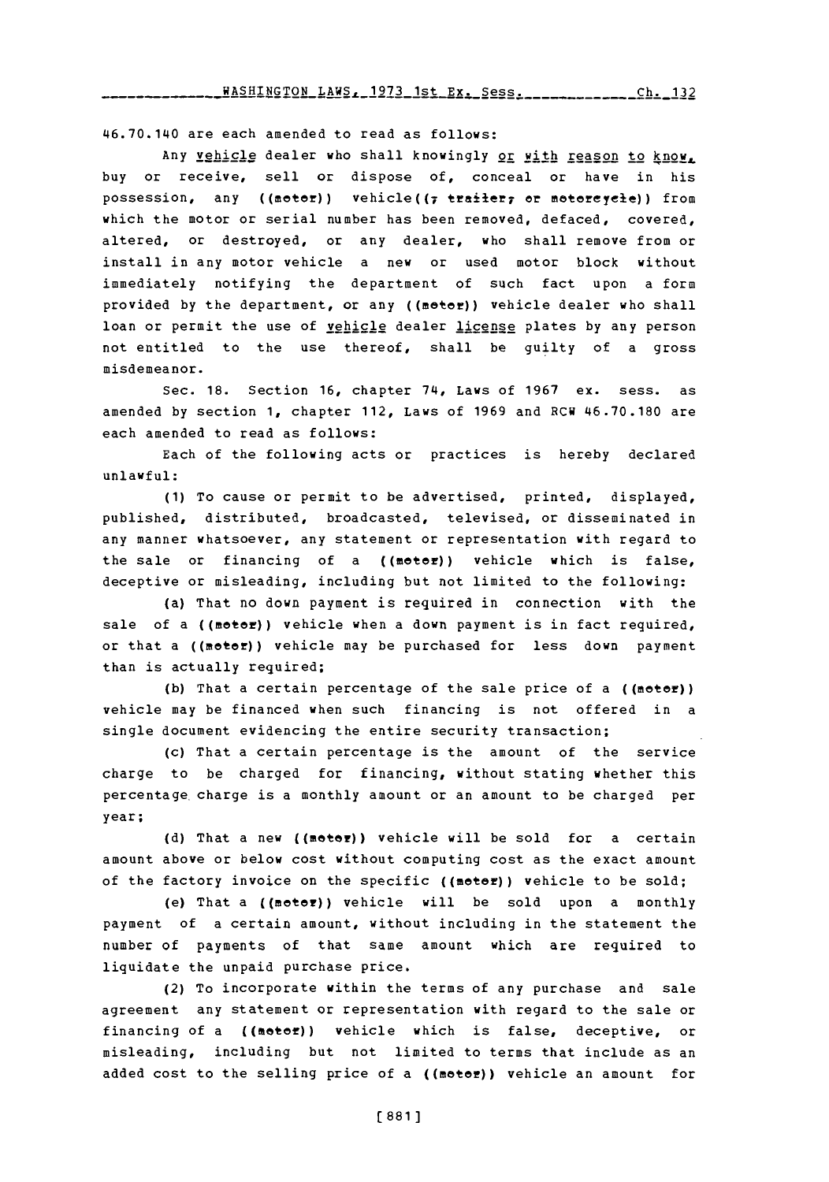46.70.140 are each amended to read as follows:

Any vehicle dealer who shall knowingly or with reason to know, buy or receive, sell or dispose of, conceal or have in his possession, any ((motor)) vehicle((, trailer, or motorcycle)) from which the motor or serial number has been removed, defaced, covered, altered, or destroyed, or any dealer, who shall remove from or install in any motor vehicle a new or used motor block without immediately notifying the department of such fact upon a form provided by the department, or any ((motor)) vehicle dealer who shall loan or permit the use of vehicle dealer license plates by any person not entitled to the use thereof, shall be guilty of a gross misdemeanor.

Sec. 18. Section 16, chapter 74, Laws of 1967 ex. sess. as amended by section 1, chapter 112, Laws of 1969 and RCW 46.70.180 are each amended to read as follows:

Each of the following acts or practices is hereby declared unlawful:

(1) To cause or permit to be advertised, printed, displayed, published, distributed, broadcasted, televised, or disseminated in any manner whatsoever, any statement or representation with regard to the sale or financing of a ((motor)) vehicle which is false, deceptive or misleading, including but not limited to the following:

(a) That no down payment is required in connection with the sale of a ((motor)) vehicle when a down payment is in fact required, or that a ((motor)) vehicle may be purchased for less down payment than is actually required;

(b) That a certain percentage of the sale price of a ((motor)) vehicle may be financed when such financing is not offered in a single document evidencing the entire security transaction;

(c) That a certain percentage is the amount of the service charge to be charged for financing, without stating whether this percentage charge is a monthly amount or an amount to be charged per year;

(d) That a new ((motor)) vehicle will be sold for a certain amount above or below cost without computing cost as the exact amount of the factory invoice on the specific ((motor)) vehicle to be sold;

(e) That a ((motor)) vehicle will be sold upon a monthly payment of a certain amount, without including in the statement the number of payments of that same amount which are required to liquidate the unpaid purchase price.

(2) To incorporate within the terms of any purchase and sale agreement any statement or representation with regard to the sale or financing of a ((motor)) vehicle which is false, deceptive, or misleading, including but not limited to terms that include as an added cost to the selling price of a ((motor)) vehicle an amount for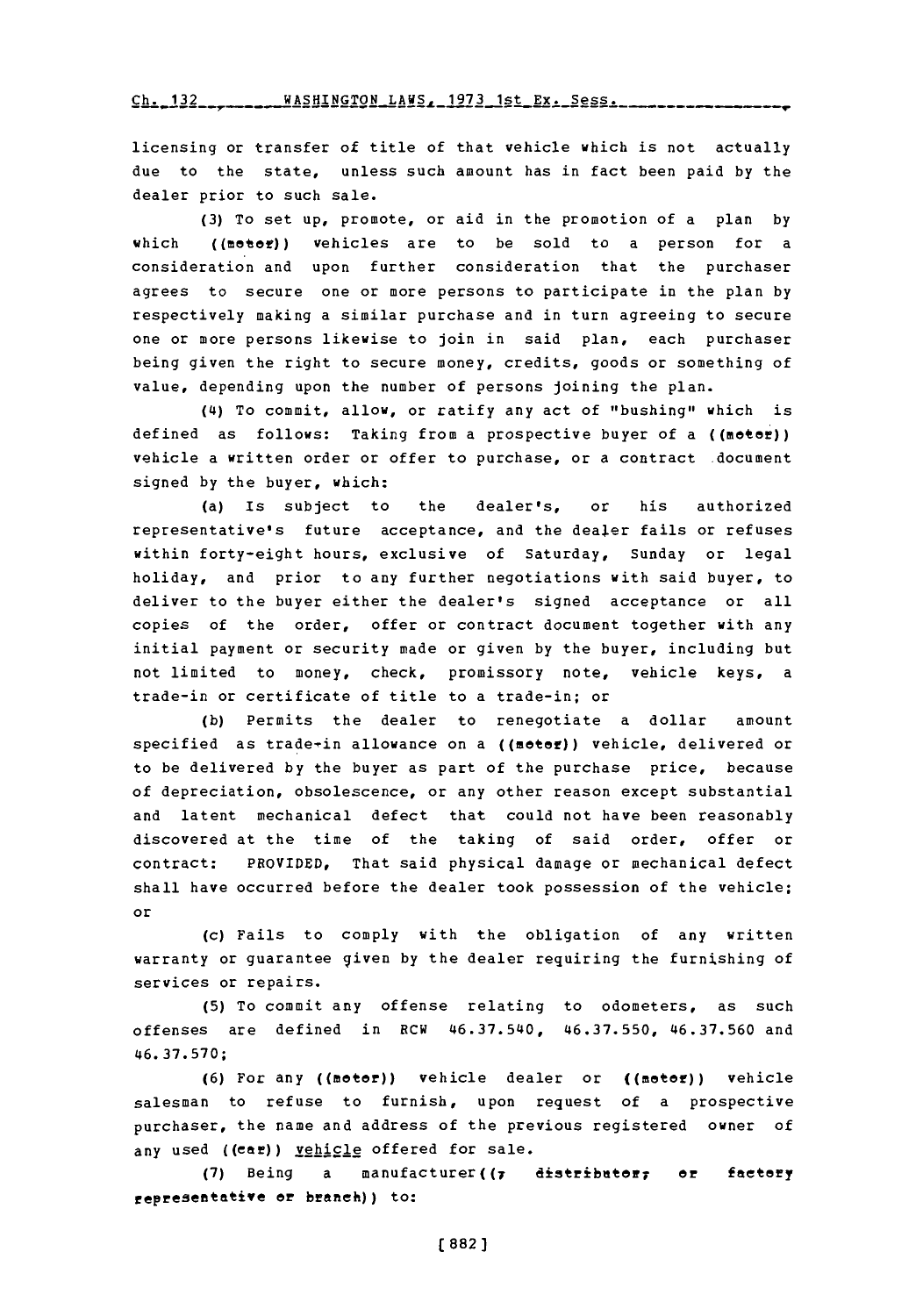licensing or transfer of title of that vehicle which is not actually due to the state, unless such amount has in fact been paid by the dealer prior to such sale.

(3) To set up, promote, or aid in the promotion of a plan by which ((~~motor~~)) vehicles are to be sold to a person for a consideration and upon further consideration that the purchaser agrees to secure one or more persons to participate in the plan by respectively making a similar purchase and in turn agreeing to secure one or more persons likewise to join in said plan, each purchaser being given the right to secure money, credits, goods or something of value, depending upon the number of persons joining the plan.

(4) To commit, allow, or ratify any act of "bushing" which is defined as follows: Taking from a prospective buyer of a ((~~motor~~)) vehicle a written order or offer to purchase, or a contract document signed by the buyer, which:

(a) Is subject to the dealer's, or his authorized representative's future acceptance, and the dealer fails or refuses within forty-eight hours, exclusive of Saturday, Sunday or legal holiday, and prior to any further negotiations with said buyer, to deliver to the buyer either the dealer's signed acceptance or all copies of the order, offer or contract document together with any initial payment or security made or given by the buyer, including but not limited to money, check, promissory note, vehicle keys, a trade-in or certificate of title to a trade-in; or

(b) Permits the dealer to renegotiate a dollar amount specified as trade-in allowance on a ((~~motor~~)) vehicle, delivered or to be delivered by the buyer as part of the purchase price, because of depreciation, obsolescence, or any other reason except substantial and latent mechanical defect that could not have been reasonably discovered at the time of the taking of said order, offer or contract: PROVIDED, That said physical damage or mechanical defect shall have occurred before the dealer took possession of the vehicle; or

(c) Fails to comply with the obligation of any written warranty or guarantee given by the dealer requiring the furnishing of services or repairs.

(5) To commit any offense relating to odometers, as such offenses are defined in RCW 46.37.540, 46.37.550, 46.37.560 and 46.37.570;

(6) For any ((~~motor~~)) vehicle dealer or ((~~motor~~)) vehicle salesman to refuse to furnish, upon request of a prospective purchaser, the name and address of the previous registered owner of any used ((~~car~~)) <u>vehicle</u> offered for sale.

(7) Being a manufacturer((~~, distributor, or factory representative or branch~~)) to: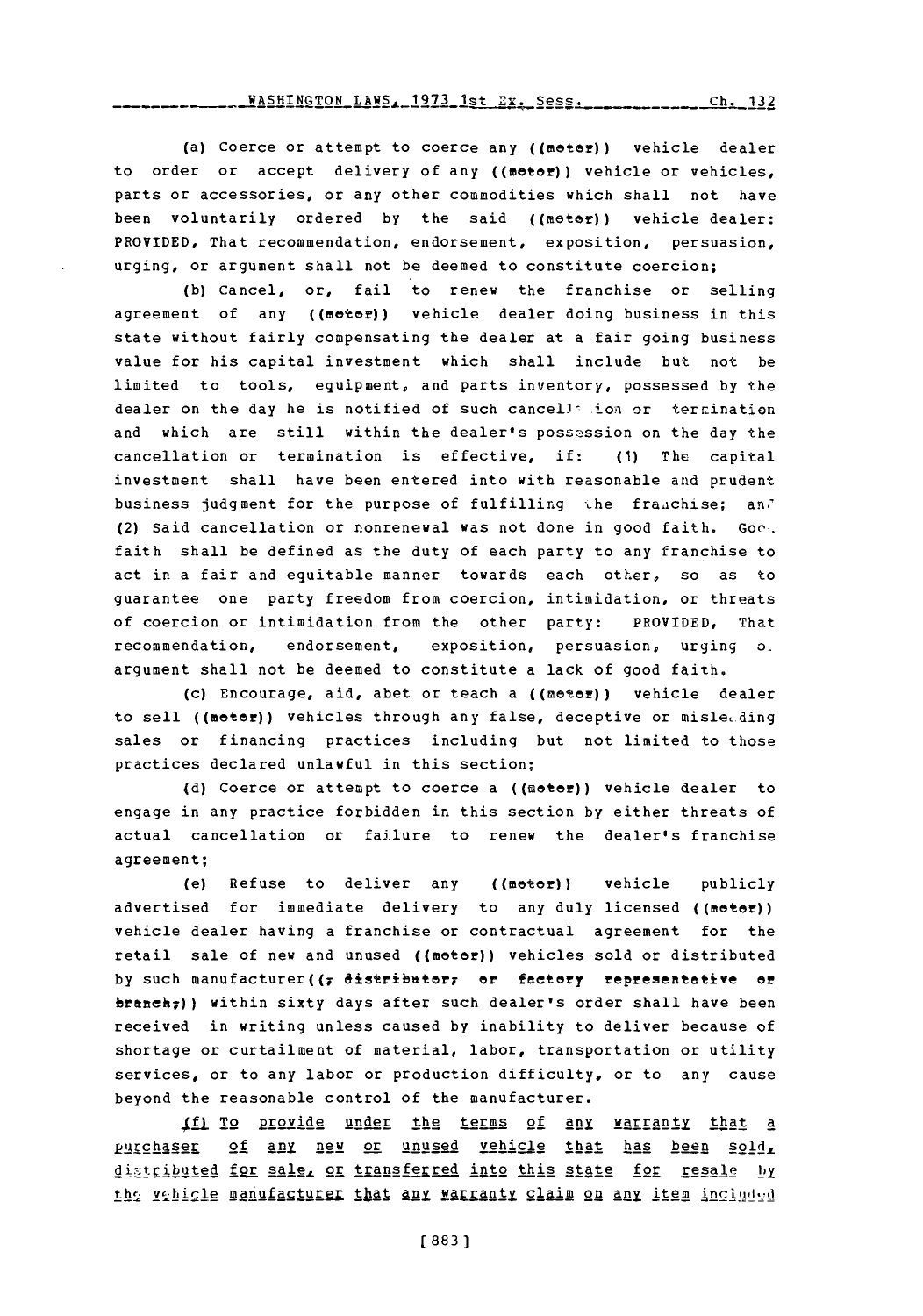(a) Coerce or attempt to coerce any ((motor)) vehicle dealer to order or accept delivery of any ((motor)) vehicle or vehicles, parts or accessories, or any other commodities which shall not have been voluntarily ordered by the said ((motor)) vehicle dealer: PROVIDED, That recommendation, endorsement, exposition, persuasion, urging, or argument shall not be deemed to constitute coercion;

(b) Cancel, or, fail to renew the franchise or selling agreement of any ((motor)) vehicle dealer doing business in this state without fairly compensating the dealer at a fair going business value for his capital investment which shall include but not be limited to tools, equipment, and parts inventory, possessed by the dealer on the day he is notified of such cancellation or termination and which are still within the dealer's possession on the day the cancellation or termination is effective, if: (1) The capital investment shall have been entered into with reasonable and prudent business judgment for the purpose of fulfilling the franchise; and (2) Said cancellation or nonrenewal was not done in good faith. Good faith shall be defined as the duty of each party to any franchise to act in a fair and equitable manner towards each other, so as to guarantee one party freedom from coercion, intimidation, or threats of coercion or intimidation from the other party: PROVIDED, That recommendation, endorsement, exposition, persuasion, urging or argument shall not be deemed to constitute a lack of good faith.

(c) Encourage, aid, abet or teach a ((motor)) vehicle dealer to sell ((motor)) vehicles through any false, deceptive or misleading sales or financing practices including but not limited to those practices declared unlawful in this section;

(d) Coerce or attempt to coerce a ((motor)) vehicle dealer to engage in any practice forbidden in this section by either threats of actual cancellation or failure to renew the dealer's franchise agreement;

(e) Refuse to deliver any ((motor)) vehicle publicly advertised for immediate delivery to any duly licensed ((motor)) vehicle dealer having a franchise or contractual agreement for the retail sale of new and unused ((motor)) vehicles sold or distributed by such manufacturer((, distributor, or factory representative or branch,)) within sixty days after such dealer's order shall have been received in writing unless caused by inability to deliver because of shortage or curtailment of material, labor, transportation or utility services, or to any labor or production difficulty, or to any cause beyond the reasonable control of the manufacturer.

(f) To provide under the terms of any warranty that a purchaser of any new or unused vehicle that has been sold, distributed for sale, or transferred into this state for resale by the vehicle manufacturer that any warranty claim on any item included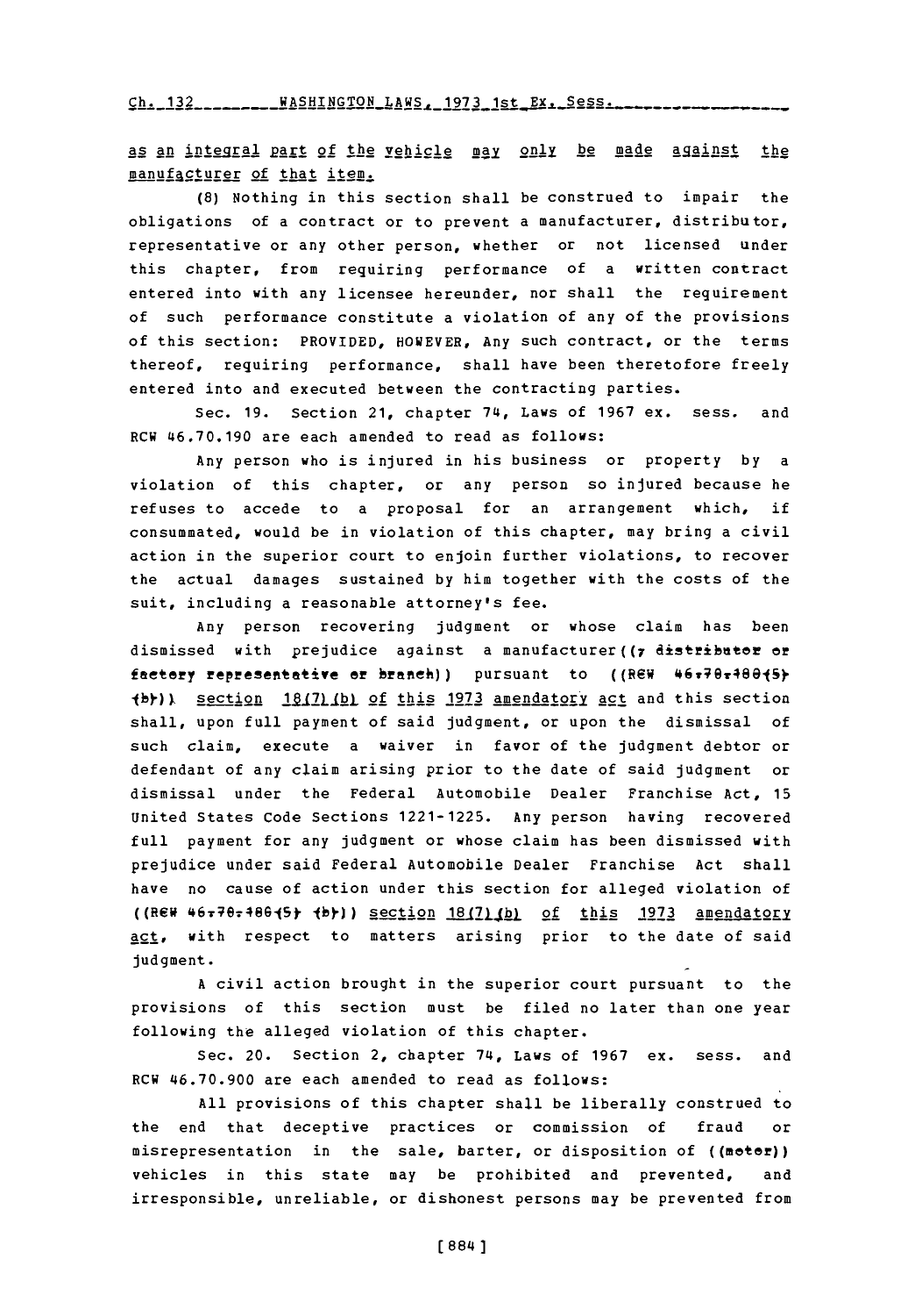as an integral part of the vehicle may only be made against the manufacturer of that item.

(8) Nothing in this section shall be construed to impair the obligations of a contract or to prevent a manufacturer, distributor, representative or any other person, whether or not licensed under this chapter, from requiring performance of a written contract entered into with any licensee hereunder, nor shall the requirement of such performance constitute a violation of any of the provisions of this section: PROVIDED, HOWEVER, Any such contract, or the terms thereof, requiring performance, shall have been theretofore freely entered into and executed between the contracting parties.

Sec. 19. Section 21, chapter 74, Laws of 1967 ex. sess. and RCW 46.70.190 are each amended to read as follows:

Any person who is injured in his business or property by a violation of this chapter, or any person so injured because he refuses to accede to a proposal for an arrangement which, if consummated, would be in violation of this chapter, may bring a civil action in the superior court to enjoin further violations, to recover the actual damages sustained by him together with the costs of the suit, including a reasonable attorney's fee.

Any person recovering judgment or whose claim has been dismissed with prejudice against a manufacturer((, distributor or factory representative or branch)) pursuant to ((RCW 46.70.180(5) (b))) section 18(7)(b) of this 1973 amendatory act and this section shall, upon full payment of said judgment, or upon the dismissal of such claim, execute a waiver in favor of the judgment debtor or defendant of any claim arising prior to the date of said judgment or dismissal under the Federal Automobile Dealer Franchise Act, 15 United States Code Sections 1221-1225. Any person having recovered full payment for any judgment or whose claim has been dismissed with prejudice under said Federal Automobile Dealer Franchise Act shall have no cause of action under this section for alleged violation of ((RCW 46.70.180(5) (b))) section 18(7)(b) of this 1973 amendatory act, with respect to matters arising prior to the date of said judgment.

A civil action brought in the superior court pursuant to the provisions of this section must be filed no later than one year following the alleged violation of this chapter.

Sec. 20. Section 2, chapter 74, Laws of 1967 ex. sess. and RCW 46.70.900 are each amended to read as follows:

All provisions of this chapter shall be liberally construed to the end that deceptive practices or commission of fraud or misrepresentation in the sale, barter, or disposition of ((motor)) vehicles in this state may be prohibited and prevented, and irresponsible, unreliable, or dishonest persons may be prevented from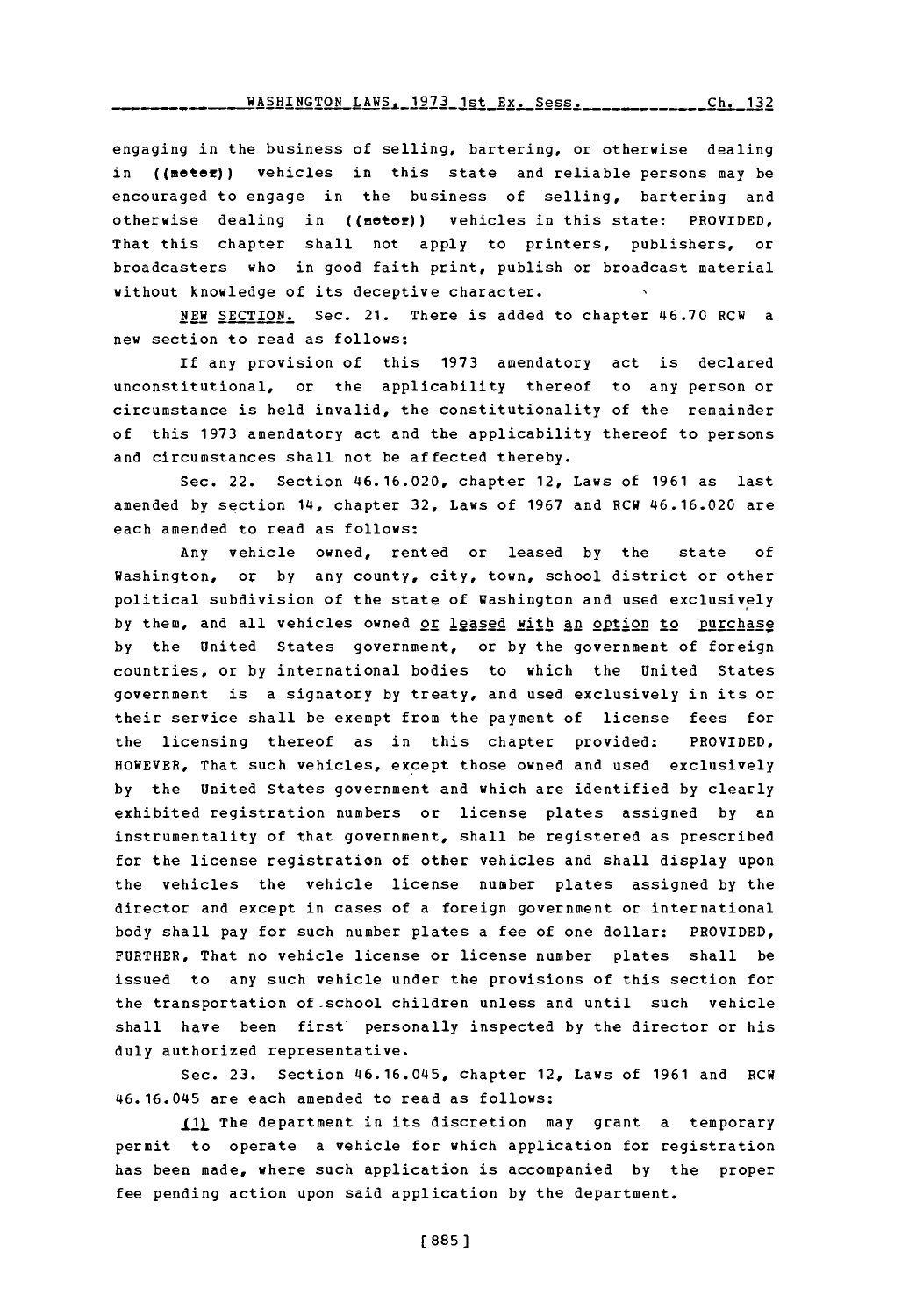engaging in the business of selling, bartering, or otherwise dealing in ((motor)) vehicles in this state and reliable persons may be encouraged to engage in the business of selling, bartering and otherwise dealing in ((motor)) vehicles in this state: PROVIDED, That this chapter shall not apply to printers, publishers, or broadcasters who in good faith print, publish or broadcast material without knowledge of its deceptive character.

NEW SECTION. Sec. 21. There is added to chapter 46.70 RCW a new section to read as follows:

If any provision of this 1973 amendatory act is declared unconstitutional, or the applicability thereof to any person or circumstance is held invalid, the constitutionality of the remainder of this 1973 amendatory act and the applicability thereof to persons and circumstances shall not be affected thereby.

Sec. 22. Section 46.16.020, chapter 12, Laws of 1961 as last amended by section 14, chapter 32, Laws of 1967 and RCW 46.16.020 are each amended to read as follows:

Any vehicle owned, rented or leased by the state of Washington, or by any county, city, town, school district or other political subdivision of the state of Washington and used exclusively by them, and all vehicles owned or leased with an option to purchase by the United States government, or by the government of foreign countries, or by international bodies to which the United States government is a signatory by treaty, and used exclusively in its or their service shall be exempt from the payment of license fees for the licensing thereof as in this chapter provided: PROVIDED, HOWEVER, That such vehicles, except those owned and used exclusively by the United States government and which are identified by clearly exhibited registration numbers or license plates assigned by an instrumentality of that government, shall be registered as prescribed for the license registration of other vehicles and shall display upon the vehicles the vehicle license number plates assigned by the director and except in cases of a foreign government or international body shall pay for such number plates a fee of one dollar: PROVIDED, FURTHER, That no vehicle license or license number plates shall be issued to any such vehicle under the provisions of this section for the transportation of school children unless and until such vehicle shall have been first personally inspected by the director or his duly authorized representative.

Sec. 23. Section 46.16.045, chapter 12, Laws of 1961 and RCW 46.16.045 are each amended to read as follows:

(1) The department in its discretion may grant a temporary permit to operate a vehicle for which application for registration has been made, where such application is accompanied by the proper fee pending action upon said application by the department.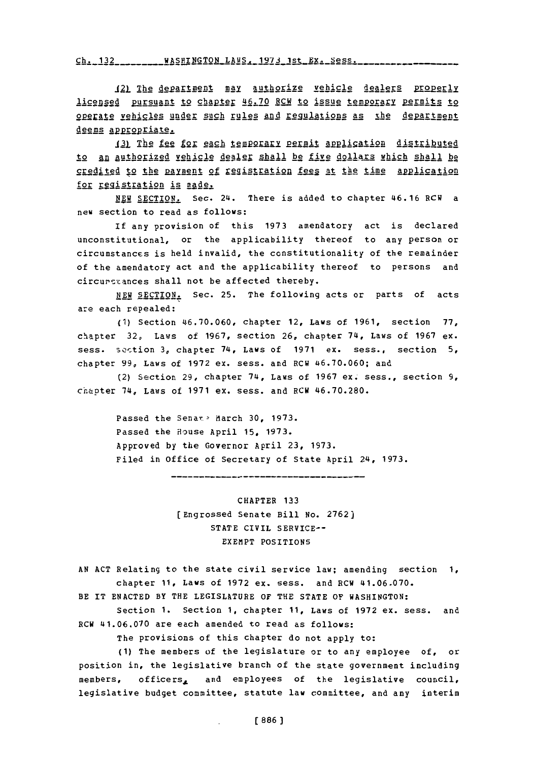(2) The department may authorize vehicle dealers properly licensed pursuant to chapter 46.70 RCW to issue temporary permits to operate vehicles under such rules and regulations as the department deems appropriate.

(3) The fee for each temporary permit application distributed to an authorized vehicle dealer shall be five dollars which shall be credited to the payment of registration fees at the time application for registration is made.

NEW SECTION. Sec. 24. There is added to chapter 46.16 RCW a new section to read as follows:

If any provision of this 1973 amendatory act is declared unconstitutional, or the applicability thereof to any person or circumstances is held invalid, the constitutionality of the remainder of the amendatory act and the applicability thereof to persons and circumstances shall not be affected thereby.

NEW SECTION. Sec. 25. The following acts or parts of acts are each repealed:

(1) Section 46.70.060, chapter 12, Laws of 1961, section 77, chapter 32, Laws of 1967, section 26, chapter 74, Laws of 1967 ex. sess. section 3, chapter 74, Laws of 1971 ex. sess., section 5, chapter 99, Laws of 1972 ex. sess. and RCW 46.70.060; and

(2) Section 29, chapter 74, Laws of 1967 ex. sess., section 9, chapter 74, Laws of 1971 ex. sess. and RCW 46.70.280.

Passed the Senate March 30, 1973.
Passed the House April 15, 1973.
Approved by the Governor April 23, 1973.
Filed in Office of Secretary of State April 24, 1973.

---

CHAPTER 133
[Engrossed Senate Bill No. 2762]
STATE CIVIL SERVICE--
EXEMPT POSITIONS

AN ACT Relating to the state civil service law; amending section 1, chapter 11, Laws of 1972 ex. sess. and RCW 41.06.070.

BE IT ENACTED BY THE LEGISLATURE OF THE STATE OF WASHINGTON:

Section 1. Section 1, chapter 11, Laws of 1972 ex. sess. and RCW 41.06.070 are each amended to read as follows:

The provisions of this chapter do not apply to:

(1) The members of the legislature or to any employee of, or position in, the legislative branch of the state government including members, officers, and employees of the legislative council, legislative budget committee, statute law committee, and any interim